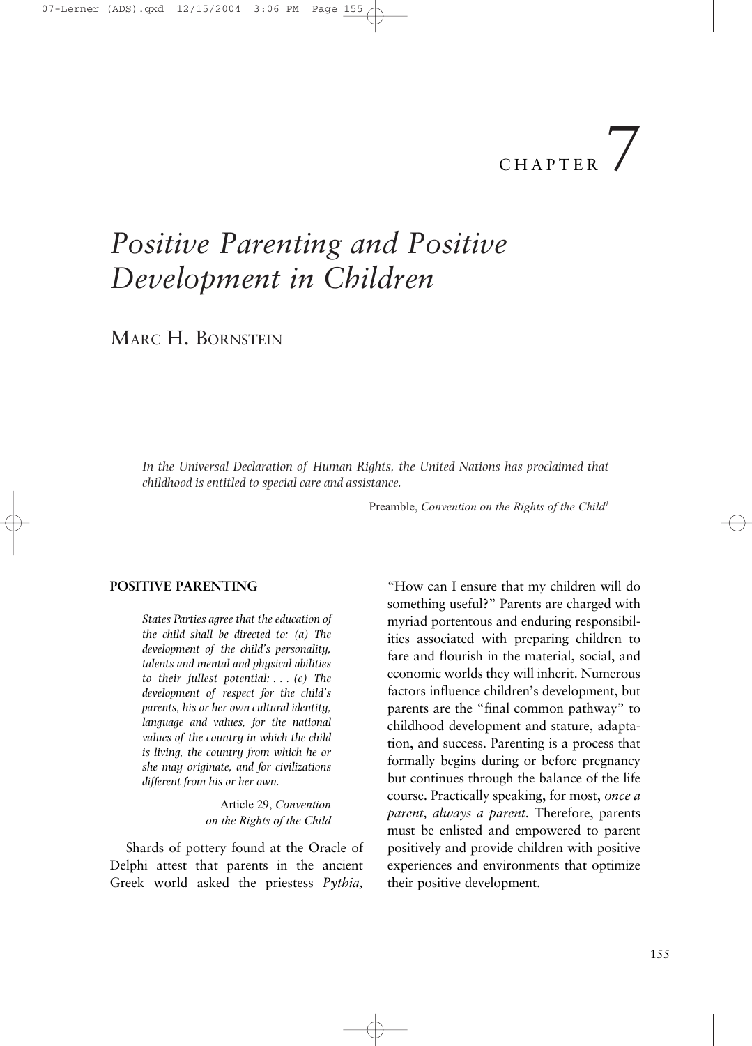# CHAPTER 7

# *Positive Parenting and Positive Development in Children*

MARC H. BORNSTEIN

> *In the Universal Declaration of Human Rights, the United Nations has proclaimed that childhood is entitled to special care and assistance.*
>
> Preamble, *Convention on the Rights of the Child*[1]

## POSITIVE PARENTING

> *States Parties agree that the education of the child shall be directed to: (a) The development of the child's personality, talents and mental and physical abilities to their fullest potential; . . . (c) The development of respect for the child's parents, his or her own cultural identity, language and values, for the national values of the country in which the child is living, the country from which he or she may originate, and for civilizations different from his or her own.*
>
> Article 29, *Convention on the Rights of the Child*

Shards of pottery found at the Oracle of Delphi attest that parents in the ancient Greek world asked the priestess *Pythia*, "How can I ensure that my children will do something useful?" Parents are charged with myriad portentous and enduring responsibilities associated with preparing children to fare and flourish in the material, social, and economic worlds they will inherit. Numerous factors influence children's development, but parents are the "final common pathway" to childhood development and stature, adaptation, and success. Parenting is a process that formally begins during or before pregnancy but continues through the balance of the life course. Practically speaking, for most, *once a parent, always a parent*. Therefore, parents must be enlisted and empowered to parent positively and provide children with positive experiences and environments that optimize their positive development.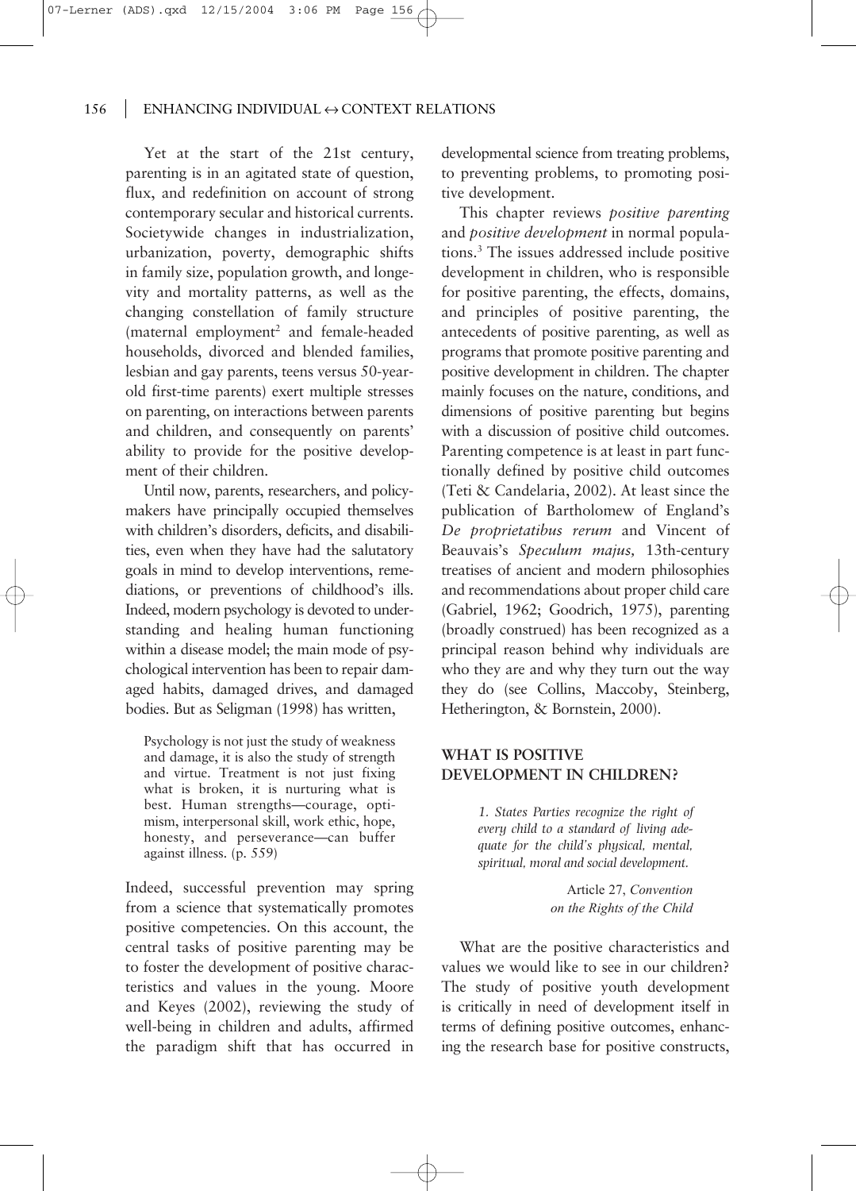Yet at the start of the 21st century, parenting is in an agitated state of question, flux, and redefinition on account of strong contemporary secular and historical currents. Societywide changes in industrialization, urbanization, poverty, demographic shifts in family size, population growth, and longevity and mortality patterns, as well as the changing constellation of family structure (maternal employment[2] and female-headed households, divorced and blended families, lesbian and gay parents, teens versus 50-year-old first-time parents) exert multiple stresses on parenting, on interactions between parents and children, and consequently on parents' ability to provide for the positive development of their children.

Until now, parents, researchers, and policymakers have principally occupied themselves with children's disorders, deficits, and disabilities, even when they have had the salutatory goals in mind to develop interventions, remediations, or preventions of childhood's ills. Indeed, modern psychology is devoted to understanding and healing human functioning within a disease model; the main mode of psychological intervention has been to repair damaged habits, damaged drives, and damaged bodies. But as Seligman (1998) has written,

> Psychology is not just the study of weakness and damage, it is also the study of strength and virtue. Treatment is not just fixing what is broken, it is nurturing what is best. Human strengths—courage, optimism, interpersonal skill, work ethic, hope, honesty, and perseverance—can buffer against illness. (p. 559)

Indeed, successful prevention may spring from a science that systematically promotes positive competencies. On this account, the central tasks of positive parenting may be to foster the development of positive characteristics and values in the young. Moore and Keyes (2002), reviewing the study of well-being in children and adults, affirmed the paradigm shift that has occurred in developmental science from treating problems, to preventing problems, to promoting positive development.

This chapter reviews *positive parenting* and *positive development* in normal populations.[3] The issues addressed include positive development in children, who is responsible for positive parenting, the effects, domains, and principles of positive parenting, the antecedents of positive parenting, as well as programs that promote positive parenting and positive development in children. The chapter mainly focuses on the nature, conditions, and dimensions of positive parenting but begins with a discussion of positive child outcomes. Parenting competence is at least in part functionally defined by positive child outcomes (Teti & Candelaria, 2002). At least since the publication of Bartholomew of England's *De proprietatibus rerum* and Vincent of Beauvais's *Speculum majus,* 13th-century treatises of ancient and modern philosophies and recommendations about proper child care (Gabriel, 1962; Goodrich, 1975), parenting (broadly construed) has been recognized as a principal reason behind why individuals are who they are and why they turn out the way they do (see Collins, Maccoby, Steinberg, Hetherington, & Bornstein, 2000).

## WHAT IS POSITIVE DEVELOPMENT IN CHILDREN?

> *1. States Parties recognize the right of every child to a standard of living adequate for the child's physical, mental, spiritual, moral and social development.*
>
> Article 27, *Convention on the Rights of the Child*

What are the positive characteristics and values we would like to see in our children? The study of positive youth development is critically in need of development itself in terms of defining positive outcomes, enhancing the research base for positive constructs,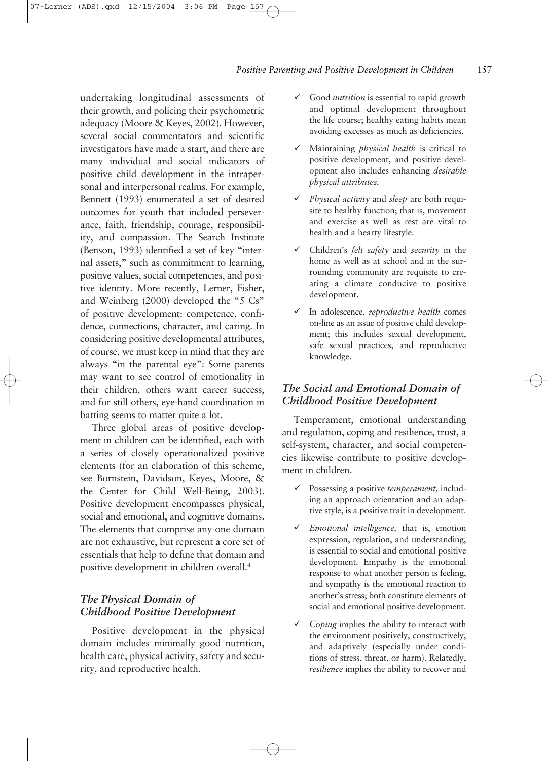undertaking longitudinal assessments of their growth, and policing their psychometric adequacy (Moore & Keyes, 2002). However, several social commentators and scientific investigators have made a start, and there are many individual and social indicators of positive child development in the intrapersonal and interpersonal realms. For example, Bennett (1993) enumerated a set of desired outcomes for youth that included perseverance, faith, friendship, courage, responsibility, and compassion. The Search Institute (Benson, 1993) identified a set of key "internal assets," such as commitment to learning, positive values, social competencies, and positive identity. More recently, Lerner, Fisher, and Weinberg (2000) developed the "5 Cs" of positive development: competence, confidence, connections, character, and caring. In considering positive developmental attributes, of course, we must keep in mind that they are always "in the parental eye": Some parents may want to see control of emotionality in their children, others want career success, and for still others, eye-hand coordination in batting seems to matter quite a lot.

Three global areas of positive development in children can be identified, each with a series of closely operationalized positive elements (for an elaboration of this scheme, see Bornstein, Davidson, Keyes, Moore, & the Center for Child Well-Being, 2003). Positive development encompasses physical, social and emotional, and cognitive domains. The elements that comprise any one domain are not exhaustive, but represent a core set of essentials that help to define that domain and positive development in children overall.[4]

### *The Physical Domain of Childhood Positive Development*

Positive development in the physical domain includes minimally good nutrition, health care, physical activity, safety and security, and reproductive health.

- ✓ Good *nutrition* is essential to rapid growth and optimal development throughout the life course; healthy eating habits mean avoiding excesses as much as deficiencies.
- ✓ Maintaining *physical health* is critical to positive development, and positive development also includes enhancing *desirable physical attributes.*
- ✓ *Physical activity* and *sleep* are both requisite to healthy function; that is, movement and exercise as well as rest are vital to health and a hearty lifestyle.
- ✓ Children's *felt safety* and *security* in the home as well as at school and in the surrounding community are requisite to creating a climate conducive to positive development.
- ✓ In adolescence, *reproductive health* comes on-line as an issue of positive child development; this includes sexual development, safe sexual practices, and reproductive knowledge.

### *The Social and Emotional Domain of Childhood Positive Development*

Temperament, emotional understanding and regulation, coping and resilience, trust, a self-system, character, and social competencies likewise contribute to positive development in children.

- ✓ Possessing a positive *temperament,* including an approach orientation and an adaptive style, is a positive trait in development.
- ✓ *Emotional intelligence,* that is, emotion expression, regulation, and understanding, is essential to social and emotional positive development. Empathy is the emotional response to what another person is feeling, and sympathy is the emotional reaction to another's stress; both constitute elements of social and emotional positive development.
- ✓ *Coping* implies the ability to interact with the environment positively, constructively, and adaptively (especially under conditions of stress, threat, or harm). Relatedly, *resilience* implies the ability to recover and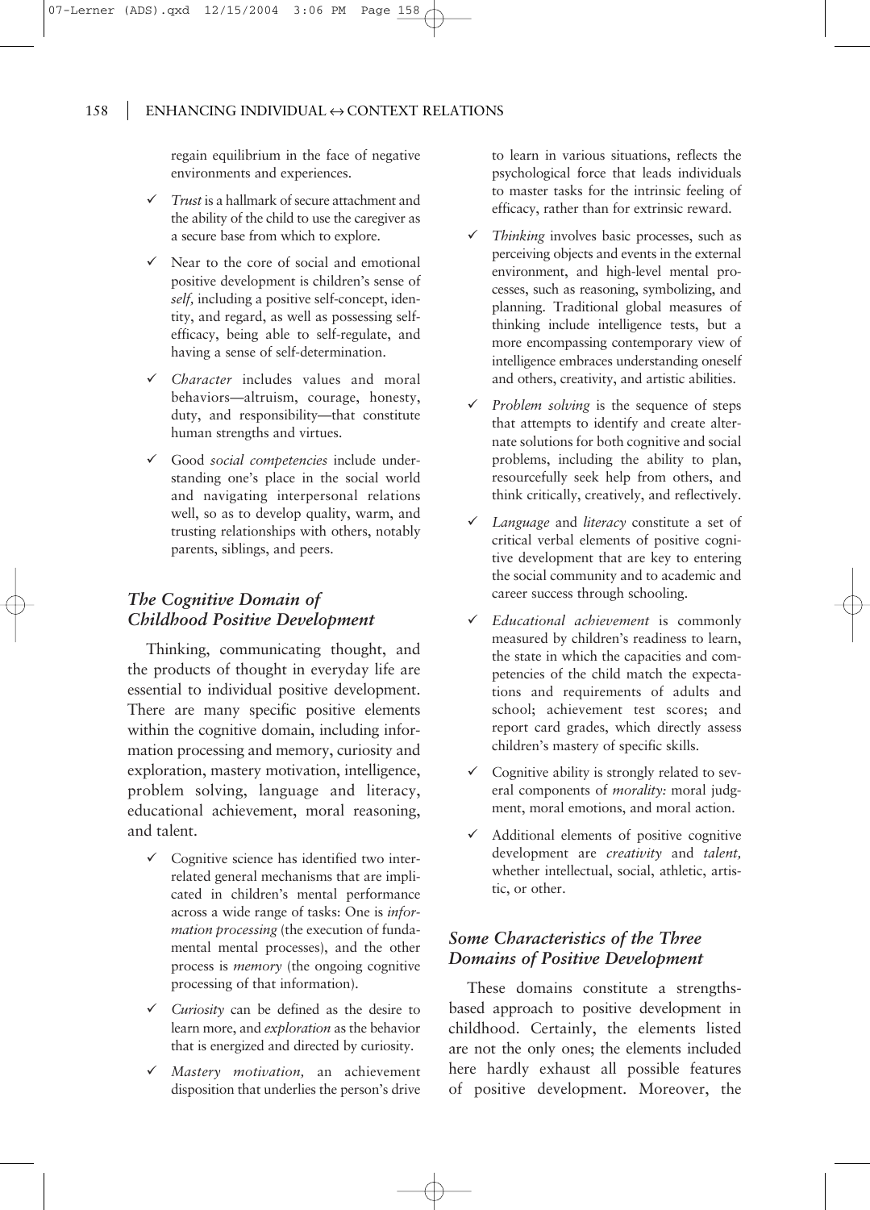regain equilibrium in the face of negative environments and experiences.

- ✓ *Trust* is a hallmark of secure attachment and the ability of the child to use the caregiver as a secure base from which to explore.
- ✓ Near to the core of social and emotional positive development is children's sense of *self,* including a positive self-concept, identity, and regard, as well as possessing self-efficacy, being able to self-regulate, and having a sense of self-determination.
- ✓ *Character* includes values and moral behaviors—altruism, courage, honesty, duty, and responsibility—that constitute human strengths and virtues.
- ✓ Good *social competencies* include understanding one's place in the social world and navigating interpersonal relations well, so as to develop quality, warm, and trusting relationships with others, notably parents, siblings, and peers.

### *The Cognitive Domain of Childhood Positive Development*

Thinking, communicating thought, and the products of thought in everyday life are essential to individual positive development. There are many specific positive elements within the cognitive domain, including information processing and memory, curiosity and exploration, mastery motivation, intelligence, problem solving, language and literacy, educational achievement, moral reasoning, and talent.

- ✓ Cognitive science has identified two interrelated general mechanisms that are implicated in children's mental performance across a wide range of tasks: One is *information processing* (the execution of fundamental mental processes), and the other process is *memory* (the ongoing cognitive processing of that information).
- ✓ *Curiosity* can be defined as the desire to learn more, and *exploration* as the behavior that is energized and directed by curiosity.
- ✓ *Mastery motivation,* an achievement disposition that underlies the person's drive to learn in various situations, reflects the psychological force that leads individuals to master tasks for the intrinsic feeling of efficacy, rather than for extrinsic reward.
- ✓ *Thinking* involves basic processes, such as perceiving objects and events in the external environment, and high-level mental processes, such as reasoning, symbolizing, and planning. Traditional global measures of thinking include intelligence tests, but a more encompassing contemporary view of intelligence embraces understanding oneself and others, creativity, and artistic abilities.
- ✓ *Problem solving* is the sequence of steps that attempts to identify and create alternate solutions for both cognitive and social problems, including the ability to plan, resourcefully seek help from others, and think critically, creatively, and reflectively.
- ✓ *Language* and *literacy* constitute a set of critical verbal elements of positive cognitive development that are key to entering the social community and to academic and career success through schooling.
- ✓ *Educational achievement* is commonly measured by children's readiness to learn, the state in which the capacities and competencies of the child match the expectations and requirements of adults and school; achievement test scores; and report card grades, which directly assess children's mastery of specific skills.
- ✓ Cognitive ability is strongly related to several components of *morality:* moral judgment, moral emotions, and moral action.
- ✓ Additional elements of positive cognitive development are *creativity* and *talent,* whether intellectual, social, athletic, artistic, or other.

### *Some Characteristics of the Three Domains of Positive Development*

These domains constitute a strengths-based approach to positive development in childhood. Certainly, the elements listed are not the only ones; the elements included here hardly exhaust all possible features of positive development. Moreover, the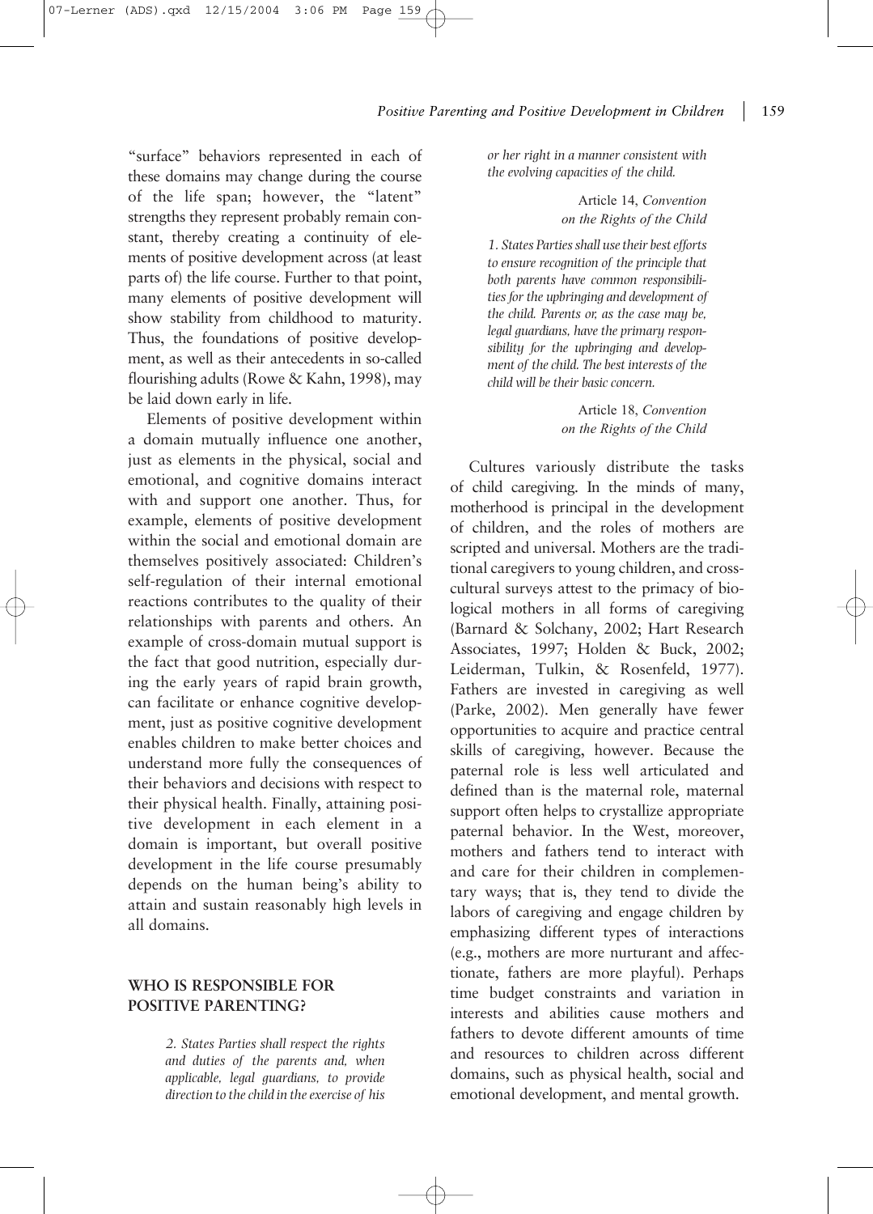"surface" behaviors represented in each of these domains may change during the course of the life span; however, the "latent" strengths they represent probably remain constant, thereby creating a continuity of elements of positive development across (at least parts of) the life course. Further to that point, many elements of positive development will show stability from childhood to maturity. Thus, the foundations of positive development, as well as their antecedents in so-called flourishing adults (Rowe & Kahn, 1998), may be laid down early in life.

Elements of positive development within a domain mutually influence one another, just as elements in the physical, social and emotional, and cognitive domains interact with and support one another. Thus, for example, elements of positive development within the social and emotional domain are themselves positively associated: Children's self-regulation of their internal emotional reactions contributes to the quality of their relationships with parents and others. An example of cross-domain mutual support is the fact that good nutrition, especially during the early years of rapid brain growth, can facilitate or enhance cognitive development, just as positive cognitive development enables children to make better choices and understand more fully the consequences of their behaviors and decisions with respect to their physical health. Finally, attaining positive development in each element in a domain is important, but overall positive development in the life course presumably depends on the human being's ability to attain and sustain reasonably high levels in all domains.

## WHO IS RESPONSIBLE FOR POSITIVE PARENTING?

> *2. States Parties shall respect the rights and duties of the parents and, when applicable, legal guardians, to provide direction to the child in the exercise of his or her right in a manner consistent with the evolving capacities of the child.*
>
> Article 14, *Convention on the Rights of the Child*

> *1. States Parties shall use their best efforts to ensure recognition of the principle that both parents have common responsibilities for the upbringing and development of the child. Parents or, as the case may be, legal guardians, have the primary responsibility for the upbringing and development of the child. The best interests of the child will be their basic concern.*
>
> Article 18, *Convention on the Rights of the Child*

Cultures variously distribute the tasks of child caregiving. In the minds of many, motherhood is principal in the development of children, and the roles of mothers are scripted and universal. Mothers are the traditional caregivers to young children, and cross-cultural surveys attest to the primacy of biological mothers in all forms of caregiving (Barnard & Solchany, 2002; Hart Research Associates, 1997; Holden & Buck, 2002; Leiderman, Tulkin, & Rosenfeld, 1977). Fathers are invested in caregiving as well (Parke, 2002). Men generally have fewer opportunities to acquire and practice central skills of caregiving, however. Because the paternal role is less well articulated and defined than is the maternal role, maternal support often helps to crystallize appropriate paternal behavior. In the West, moreover, mothers and fathers tend to interact with and care for their children in complementary ways; that is, they tend to divide the labors of caregiving and engage children by emphasizing different types of interactions (e.g., mothers are more nurturant and affectionate, fathers are more playful). Perhaps time budget constraints and variation in interests and abilities cause mothers and fathers to devote different amounts of time and resources to children across different domains, such as physical health, social and emotional development, and mental growth.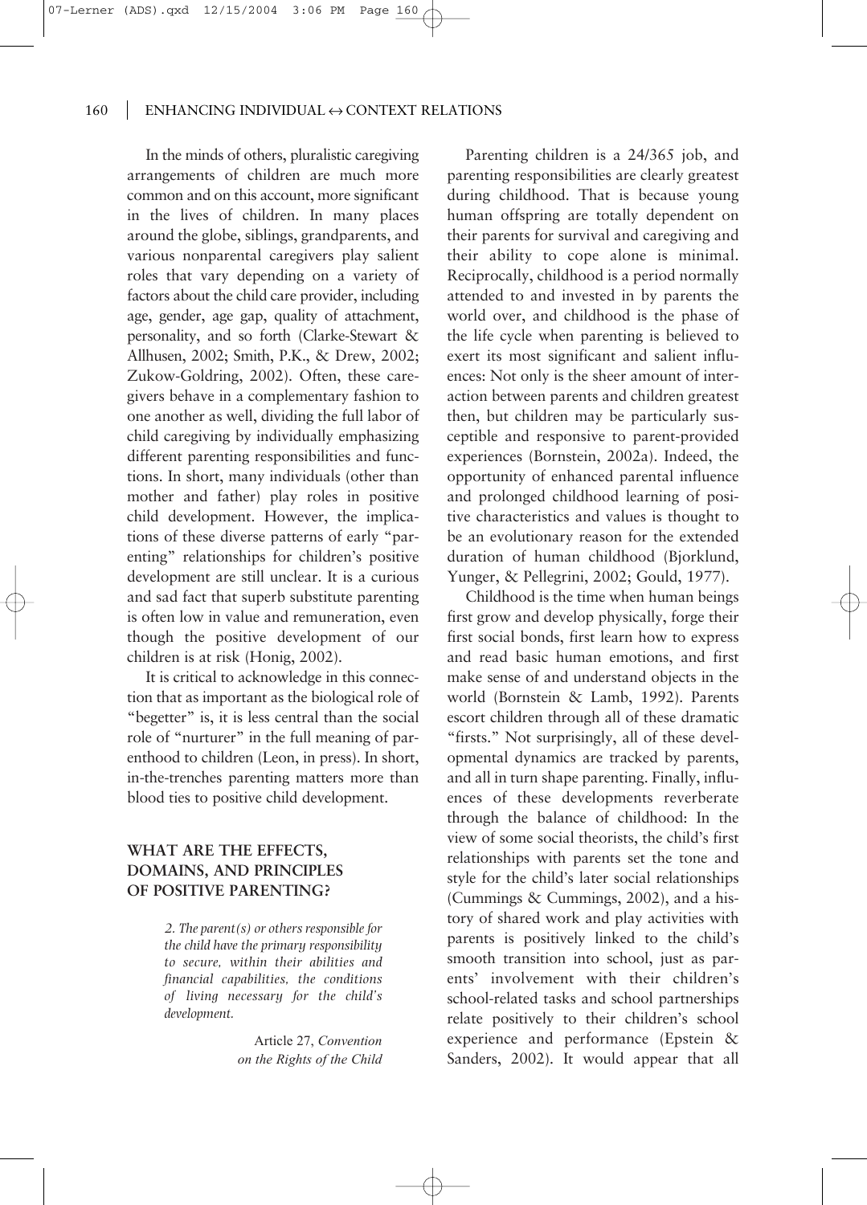In the minds of others, pluralistic caregiving arrangements of children are much more common and on this account, more significant in the lives of children. In many places around the globe, siblings, grandparents, and various nonparental caregivers play salient roles that vary depending on a variety of factors about the child care provider, including age, gender, age gap, quality of attachment, personality, and so forth (Clarke-Stewart & Allhusen, 2002; Smith, P.K., & Drew, 2002; Zukow-Goldring, 2002). Often, these caregivers behave in a complementary fashion to one another as well, dividing the full labor of child caregiving by individually emphasizing different parenting responsibilities and functions. In short, many individuals (other than mother and father) play roles in positive child development. However, the implications of these diverse patterns of early "parenting" relationships for children's positive development are still unclear. It is a curious and sad fact that superb substitute parenting is often low in value and remuneration, even though the positive development of our children is at risk (Honig, 2002).

It is critical to acknowledge in this connection that as important as the biological role of "begetter" is, it is less central than the social role of "nurturer" in the full meaning of parenthood to children (Leon, in press). In short, in-the-trenches parenting matters more than blood ties to positive child development.

## WHAT ARE THE EFFECTS, DOMAINS, AND PRINCIPLES OF POSITIVE PARENTING?

> *2. The parent(s) or others responsible for the child have the primary responsibility to secure, within their abilities and financial capabilities, the conditions of living necessary for the child's development.*
>
> Article 27, *Convention on the Rights of the Child*

Parenting children is a 24/365 job, and parenting responsibilities are clearly greatest during childhood. That is because young human offspring are totally dependent on their parents for survival and caregiving and their ability to cope alone is minimal. Reciprocally, childhood is a period normally attended to and invested in by parents the world over, and childhood is the phase of the life cycle when parenting is believed to exert its most significant and salient influences: Not only is the sheer amount of interaction between parents and children greatest then, but children may be particularly susceptible and responsive to parent-provided experiences (Bornstein, 2002a). Indeed, the opportunity of enhanced parental influence and prolonged childhood learning of positive characteristics and values is thought to be an evolutionary reason for the extended duration of human childhood (Bjorklund, Yunger, & Pellegrini, 2002; Gould, 1977).

Childhood is the time when human beings first grow and develop physically, forge their first social bonds, first learn how to express and read basic human emotions, and first make sense of and understand objects in the world (Bornstein & Lamb, 1992). Parents escort children through all of these dramatic "firsts." Not surprisingly, all of these developmental dynamics are tracked by parents, and all in turn shape parenting. Finally, influences of these developments reverberate through the balance of childhood: In the view of some social theorists, the child's first relationships with parents set the tone and style for the child's later social relationships (Cummings & Cummings, 2002), and a history of shared work and play activities with parents is positively linked to the child's smooth transition into school, just as parents' involvement with their children's school-related tasks and school partnerships relate positively to their children's school experience and performance (Epstein & Sanders, 2002). It would appear that all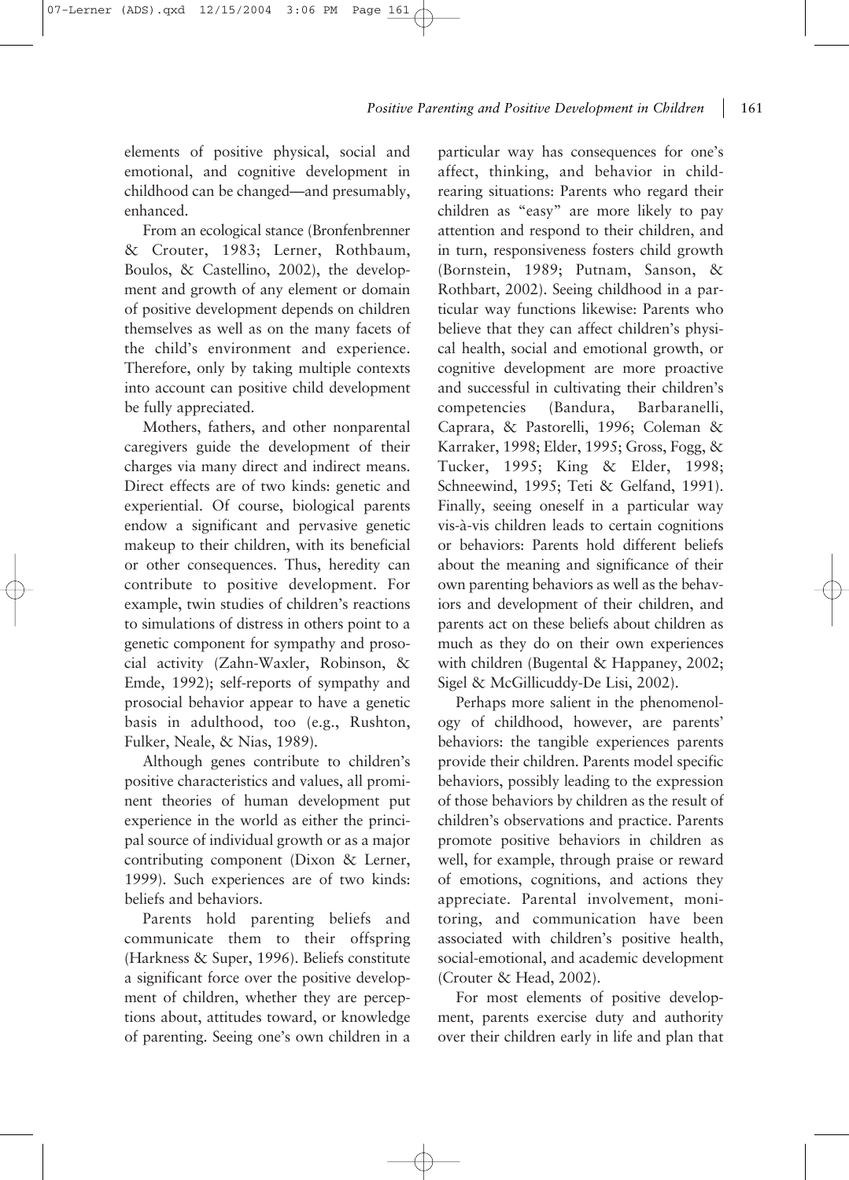elements of positive physical, social and emotional, and cognitive development in childhood can be changed—and presumably, enhanced.

From an ecological stance (Bronfenbrenner & Crouter, 1983; Lerner, Rothbaum, Boulos, & Castellino, 2002), the development and growth of any element or domain of positive development depends on children themselves as well as on the many facets of the child's environment and experience. Therefore, only by taking multiple contexts into account can positive child development be fully appreciated.

Mothers, fathers, and other nonparental caregivers guide the development of their charges via many direct and indirect means. Direct effects are of two kinds: genetic and experiential. Of course, biological parents endow a significant and pervasive genetic makeup to their children, with its beneficial or other consequences. Thus, heredity can contribute to positive development. For example, twin studies of children's reactions to simulations of distress in others point to a genetic component for sympathy and prosocial activity (Zahn-Waxler, Robinson, & Emde, 1992); self-reports of sympathy and prosocial behavior appear to have a genetic basis in adulthood, too (e.g., Rushton, Fulker, Neale, & Nias, 1989).

Although genes contribute to children's positive characteristics and values, all prominent theories of human development put experience in the world as either the principal source of individual growth or as a major contributing component (Dixon & Lerner, 1999). Such experiences are of two kinds: beliefs and behaviors.

Parents hold parenting beliefs and communicate them to their offspring (Harkness & Super, 1996). Beliefs constitute a significant force over the positive development of children, whether they are perceptions about, attitudes toward, or knowledge of parenting. Seeing one's own children in a particular way has consequences for one's affect, thinking, and behavior in childrearing situations: Parents who regard their children as "easy" are more likely to pay attention and respond to their children, and in turn, responsiveness fosters child growth (Bornstein, 1989; Putnam, Sanson, & Rothbart, 2002). Seeing childhood in a particular way functions likewise: Parents who believe that they can affect children's physical health, social and emotional growth, or cognitive development are more proactive and successful in cultivating their children's competencies (Bandura, Barbaranelli, Caprara, & Pastorelli, 1996; Coleman & Karraker, 1998; Elder, 1995; Gross, Fogg, & Tucker, 1995; King & Elder, 1998; Schneewind, 1995; Teti & Gelfand, 1991). Finally, seeing oneself in a particular way vis-à-vis children leads to certain cognitions or behaviors: Parents hold different beliefs about the meaning and significance of their own parenting behaviors as well as the behaviors and development of their children, and parents act on these beliefs about children as much as they do on their own experiences with children (Bugental & Happaney, 2002; Sigel & McGillicuddy-De Lisi, 2002).

Perhaps more salient in the phenomenology of childhood, however, are parents' behaviors: the tangible experiences parents provide their children. Parents model specific behaviors, possibly leading to the expression of those behaviors by children as the result of children's observations and practice. Parents promote positive behaviors in children as well, for example, through praise or reward of emotions, cognitions, and actions they appreciate. Parental involvement, monitoring, and communication have been associated with children's positive health, social-emotional, and academic development (Crouter & Head, 2002).

For most elements of positive development, parents exercise duty and authority over their children early in life and plan that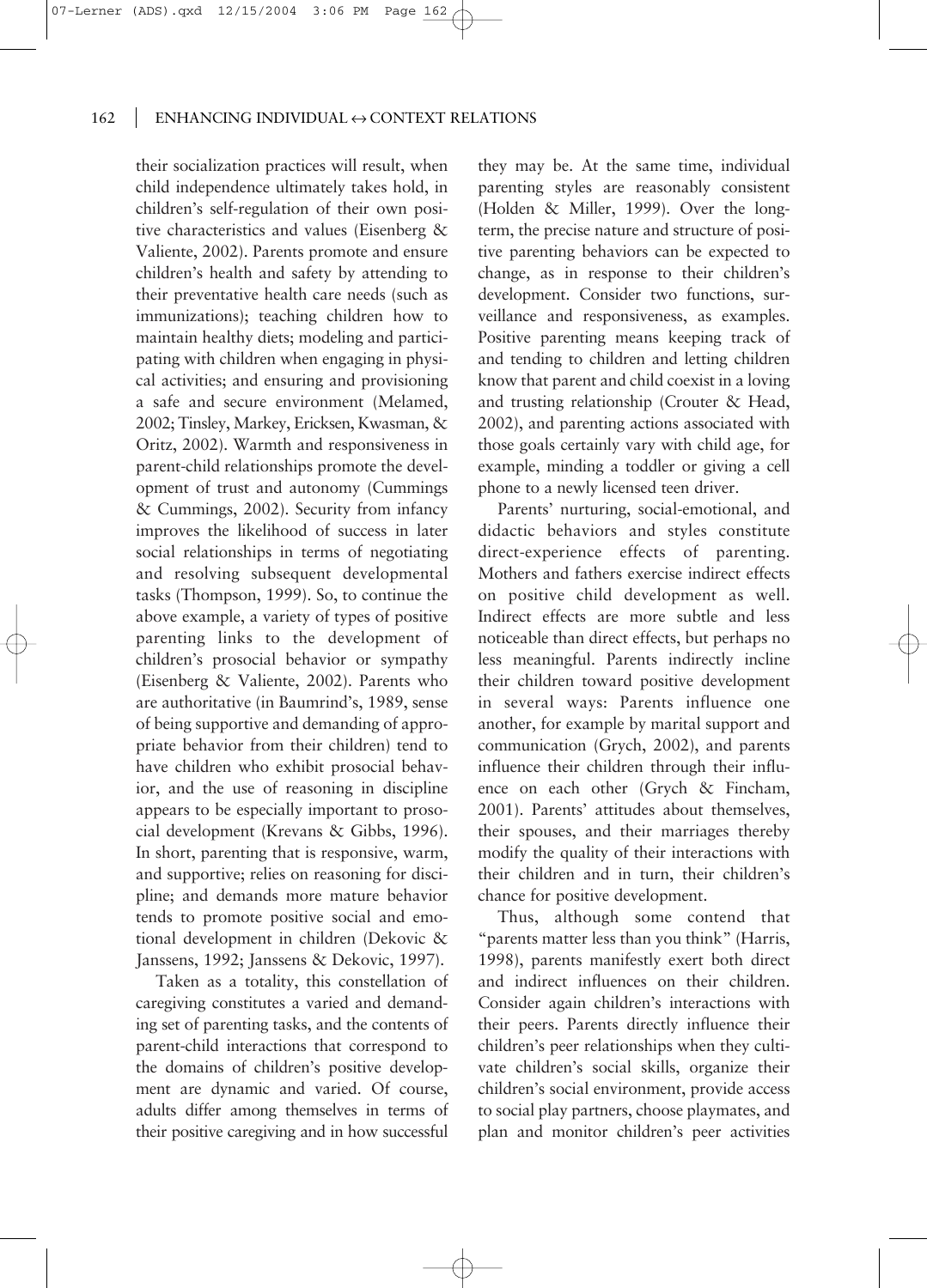their socialization practices will result, when child independence ultimately takes hold, in children's self-regulation of their own positive characteristics and values (Eisenberg & Valiente, 2002). Parents promote and ensure children's health and safety by attending to their preventative health care needs (such as immunizations); teaching children how to maintain healthy diets; modeling and participating with children when engaging in physical activities; and ensuring and provisioning a safe and secure environment (Melamed, 2002; Tinsley, Markey, Ericksen, Kwasman, & Oritz, 2002). Warmth and responsiveness in parent-child relationships promote the development of trust and autonomy (Cummings & Cummings, 2002). Security from infancy improves the likelihood of success in later social relationships in terms of negotiating and resolving subsequent developmental tasks (Thompson, 1999). So, to continue the above example, a variety of types of positive parenting links to the development of children's prosocial behavior or sympathy (Eisenberg & Valiente, 2002). Parents who are authoritative (in Baumrind's, 1989, sense of being supportive and demanding of appropriate behavior from their children) tend to have children who exhibit prosocial behavior, and the use of reasoning in discipline appears to be especially important to prosocial development (Krevans & Gibbs, 1996). In short, parenting that is responsive, warm, and supportive; relies on reasoning for discipline; and demands more mature behavior tends to promote positive social and emotional development in children (Dekovic & Janssens, 1992; Janssens & Dekovic, 1997).

Taken as a totality, this constellation of caregiving constitutes a varied and demanding set of parenting tasks, and the contents of parent-child interactions that correspond to the domains of children's positive development are dynamic and varied. Of course, adults differ among themselves in terms of their positive caregiving and in how successful they may be. At the same time, individual parenting styles are reasonably consistent (Holden & Miller, 1999). Over the long-term, the precise nature and structure of positive parenting behaviors can be expected to change, as in response to their children's development. Consider two functions, surveillance and responsiveness, as examples. Positive parenting means keeping track of and tending to children and letting children know that parent and child coexist in a loving and trusting relationship (Crouter & Head, 2002), and parenting actions associated with those goals certainly vary with child age, for example, minding a toddler or giving a cell phone to a newly licensed teen driver.

Parents' nurturing, social-emotional, and didactic behaviors and styles constitute direct-experience effects of parenting. Mothers and fathers exercise indirect effects on positive child development as well. Indirect effects are more subtle and less noticeable than direct effects, but perhaps no less meaningful. Parents indirectly incline their children toward positive development in several ways: Parents influence one another, for example by marital support and communication (Grych, 2002), and parents influence their children through their influence on each other (Grych & Fincham, 2001). Parents' attitudes about themselves, their spouses, and their marriages thereby modify the quality of their interactions with their children and in turn, their children's chance for positive development.

Thus, although some contend that "parents matter less than you think" (Harris, 1998), parents manifestly exert both direct and indirect influences on their children. Consider again children's interactions with their peers. Parents directly influence their children's peer relationships when they cultivate children's social skills, organize their children's social environment, provide access to social play partners, choose playmates, and plan and monitor children's peer activities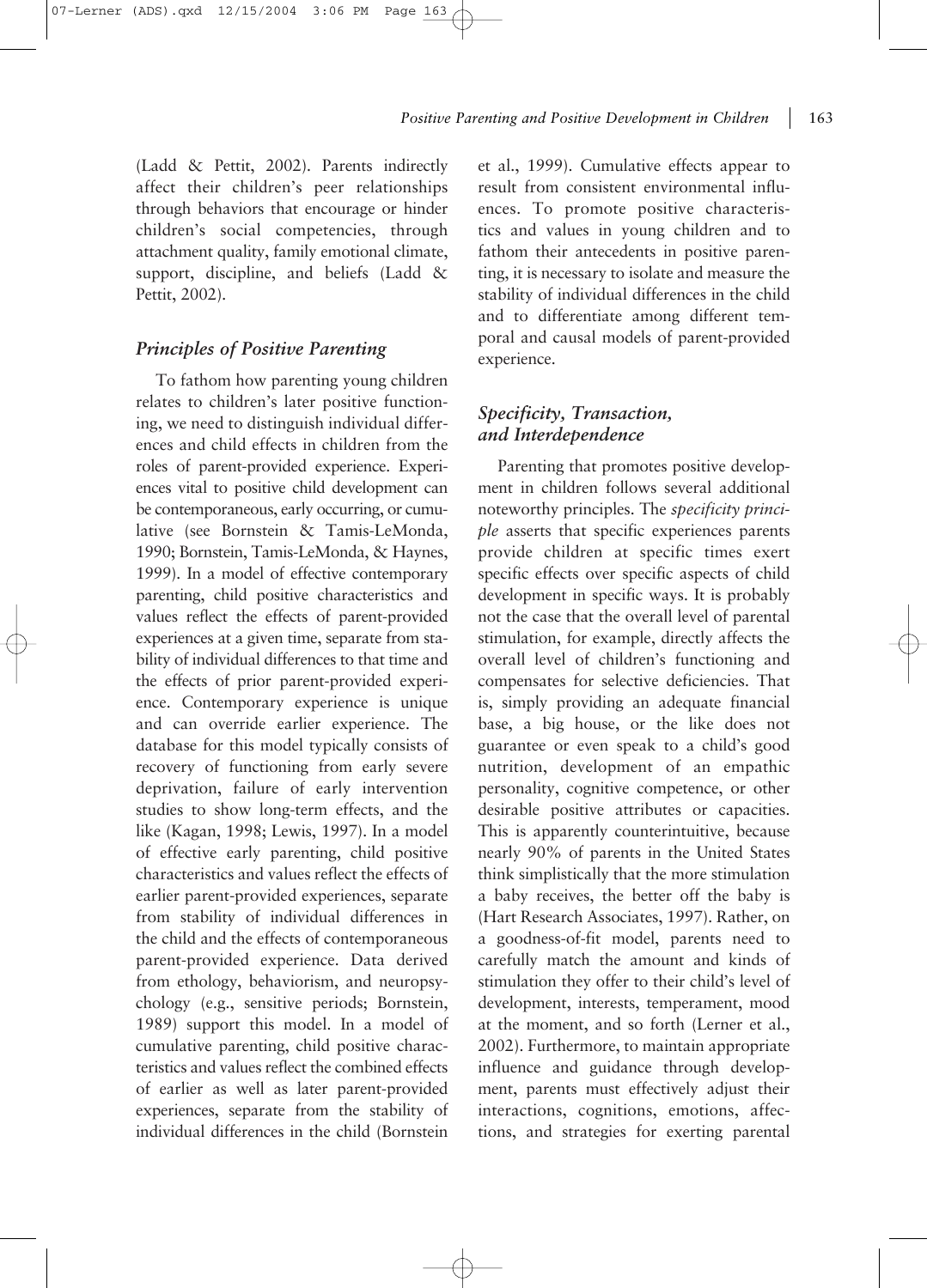(Ladd & Pettit, 2002). Parents indirectly affect their children's peer relationships through behaviors that encourage or hinder children's social competencies, through attachment quality, family emotional climate, support, discipline, and beliefs (Ladd & Pettit, 2002).

### *Principles of Positive Parenting*

To fathom how parenting young children relates to children's later positive functioning, we need to distinguish individual differences and child effects in children from the roles of parent-provided experience. Experiences vital to positive child development can be contemporaneous, early occurring, or cumulative (see Bornstein & Tamis-LeMonda, 1990; Bornstein, Tamis-LeMonda, & Haynes, 1999). In a model of effective contemporary parenting, child positive characteristics and values reflect the effects of parent-provided experiences at a given time, separate from stability of individual differences to that time and the effects of prior parent-provided experience. Contemporary experience is unique and can override earlier experience. The database for this model typically consists of recovery of functioning from early severe deprivation, failure of early intervention studies to show long-term effects, and the like (Kagan, 1998; Lewis, 1997). In a model of effective early parenting, child positive characteristics and values reflect the effects of earlier parent-provided experiences, separate from stability of individual differences in the child and the effects of contemporaneous parent-provided experience. Data derived from ethology, behaviorism, and neuropsychology (e.g., sensitive periods; Bornstein, 1989) support this model. In a model of cumulative parenting, child positive characteristics and values reflect the combined effects of earlier as well as later parent-provided experiences, separate from the stability of individual differences in the child (Bornstein et al., 1999). Cumulative effects appear to result from consistent environmental influences. To promote positive characteristics and values in young children and to fathom their antecedents in positive parenting, it is necessary to isolate and measure the stability of individual differences in the child and to differentiate among different temporal and causal models of parent-provided experience.

### *Specificity, Transaction, and Interdependence*

Parenting that promotes positive development in children follows several additional noteworthy principles. The *specificity principle* asserts that specific experiences parents provide children at specific times exert specific effects over specific aspects of child development in specific ways. It is probably not the case that the overall level of parental stimulation, for example, directly affects the overall level of children's functioning and compensates for selective deficiencies. That is, simply providing an adequate financial base, a big house, or the like does not guarantee or even speak to a child's good nutrition, development of an empathic personality, cognitive competence, or other desirable positive attributes or capacities. This is apparently counterintuitive, because nearly 90% of parents in the United States think simplistically that the more stimulation a baby receives, the better off the baby is (Hart Research Associates, 1997). Rather, on a goodness-of-fit model, parents need to carefully match the amount and kinds of stimulation they offer to their child's level of development, interests, temperament, mood at the moment, and so forth (Lerner et al., 2002). Furthermore, to maintain appropriate influence and guidance through development, parents must effectively adjust their interactions, cognitions, emotions, affections, and strategies for exerting parental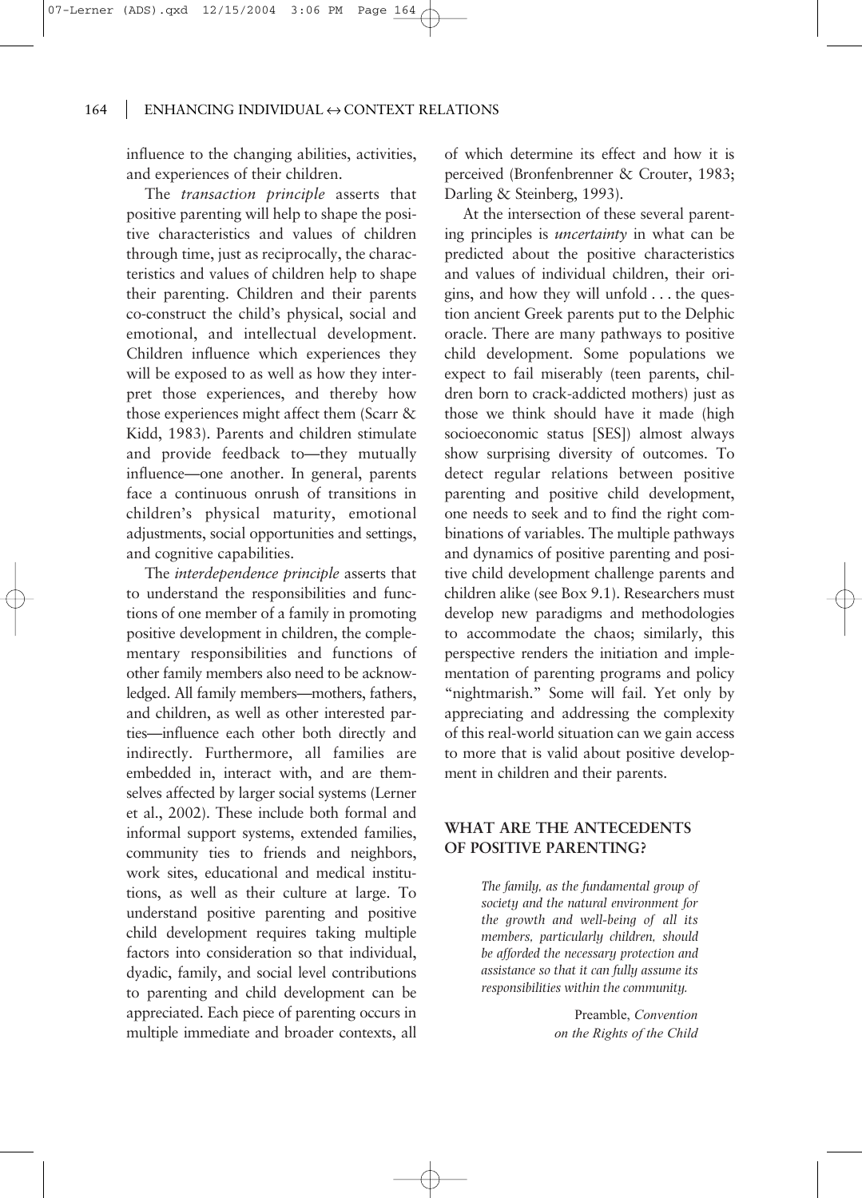influence to the changing abilities, activities, and experiences of their children.

The *transaction principle* asserts that positive parenting will help to shape the positive characteristics and values of children through time, just as reciprocally, the characteristics and values of children help to shape their parenting. Children and their parents co-construct the child's physical, social and emotional, and intellectual development. Children influence which experiences they will be exposed to as well as how they interpret those experiences, and thereby how those experiences might affect them (Scarr & Kidd, 1983). Parents and children stimulate and provide feedback to—they mutually influence—one another. In general, parents face a continuous onrush of transitions in children's physical maturity, emotional adjustments, social opportunities and settings, and cognitive capabilities.

The *interdependence principle* asserts that to understand the responsibilities and functions of one member of a family in promoting positive development in children, the complementary responsibilities and functions of other family members also need to be acknowledged. All family members—mothers, fathers, and children, as well as other interested parties—influence each other both directly and indirectly. Furthermore, all families are embedded in, interact with, and are themselves affected by larger social systems (Lerner et al., 2002). These include both formal and informal support systems, extended families, community ties to friends and neighbors, work sites, educational and medical institutions, as well as their culture at large. To understand positive parenting and positive child development requires taking multiple factors into consideration so that individual, dyadic, family, and social level contributions to parenting and child development can be appreciated. Each piece of parenting occurs in multiple immediate and broader contexts, all of which determine its effect and how it is perceived (Bronfenbrenner & Crouter, 1983; Darling & Steinberg, 1993).

At the intersection of these several parenting principles is *uncertainty* in what can be predicted about the positive characteristics and values of individual children, their origins, and how they will unfold . . . the question ancient Greek parents put to the Delphic oracle. There are many pathways to positive child development. Some populations we expect to fail miserably (teen parents, children born to crack-addicted mothers) just as those we think should have it made (high socioeconomic status [SES]) almost always show surprising diversity of outcomes. To detect regular relations between positive parenting and positive child development, one needs to seek and to find the right combinations of variables. The multiple pathways and dynamics of positive parenting and positive child development challenge parents and children alike (see Box 9.1). Researchers must develop new paradigms and methodologies to accommodate the chaos; similarly, this perspective renders the initiation and implementation of parenting programs and policy "nightmarish." Some will fail. Yet only by appreciating and addressing the complexity of this real-world situation can we gain access to more that is valid about positive development in children and their parents.

## WHAT ARE THE ANTECEDENTS OF POSITIVE PARENTING?

> *The family, as the fundamental group of society and the natural environment for the growth and well-being of all its members, particularly children, should be afforded the necessary protection and assistance so that it can fully assume its responsibilities within the community.*
>
> Preamble, *Convention on the Rights of the Child*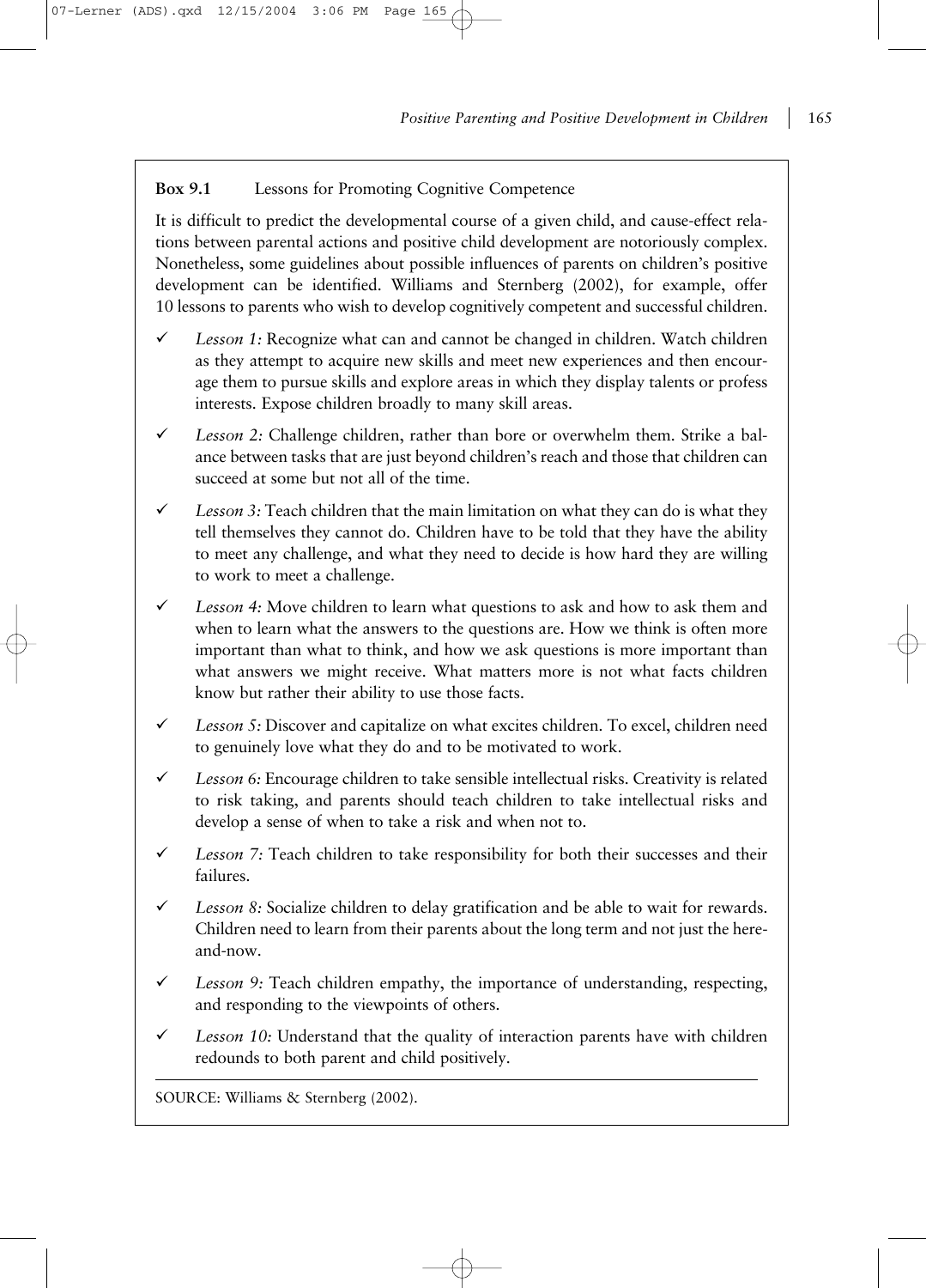**Box 9.1** Lessons for Promoting Cognitive Competence

It is difficult to predict the developmental course of a given child, and cause-effect relations between parental actions and positive child development are notoriously complex. Nonetheless, some guidelines about possible influences of parents on children's positive development can be identified. Williams and Sternberg (2002), for example, offer 10 lessons to parents who wish to develop cognitively competent and successful children.

- ✓ *Lesson 1:* Recognize what can and cannot be changed in children. Watch children as they attempt to acquire new skills and meet new experiences and then encourage them to pursue skills and explore areas in which they display talents or profess interests. Expose children broadly to many skill areas.
- ✓ *Lesson 2:* Challenge children, rather than bore or overwhelm them. Strike a balance between tasks that are just beyond children's reach and those that children can succeed at some but not all of the time.
- ✓ *Lesson 3:* Teach children that the main limitation on what they can do is what they tell themselves they cannot do. Children have to be told that they have the ability to meet any challenge, and what they need to decide is how hard they are willing to work to meet a challenge.
- ✓ *Lesson 4:* Move children to learn what questions to ask and how to ask them and when to learn what the answers to the questions are. How we think is often more important than what to think, and how we ask questions is more important than what answers we might receive. What matters more is not what facts children know but rather their ability to use those facts.
- ✓ *Lesson 5:* Discover and capitalize on what excites children. To excel, children need to genuinely love what they do and to be motivated to work.
- ✓ *Lesson 6:* Encourage children to take sensible intellectual risks. Creativity is related to risk taking, and parents should teach children to take intellectual risks and develop a sense of when to take a risk and when not to.
- ✓ *Lesson 7:* Teach children to take responsibility for both their successes and their failures.
- ✓ *Lesson 8:* Socialize children to delay gratification and be able to wait for rewards. Children need to learn from their parents about the long term and not just the here-and-now.
- ✓ *Lesson 9:* Teach children empathy, the importance of understanding, respecting, and responding to the viewpoints of others.
- ✓ *Lesson 10:* Understand that the quality of interaction parents have with children redounds to both parent and child positively.

SOURCE: Williams & Sternberg (2002).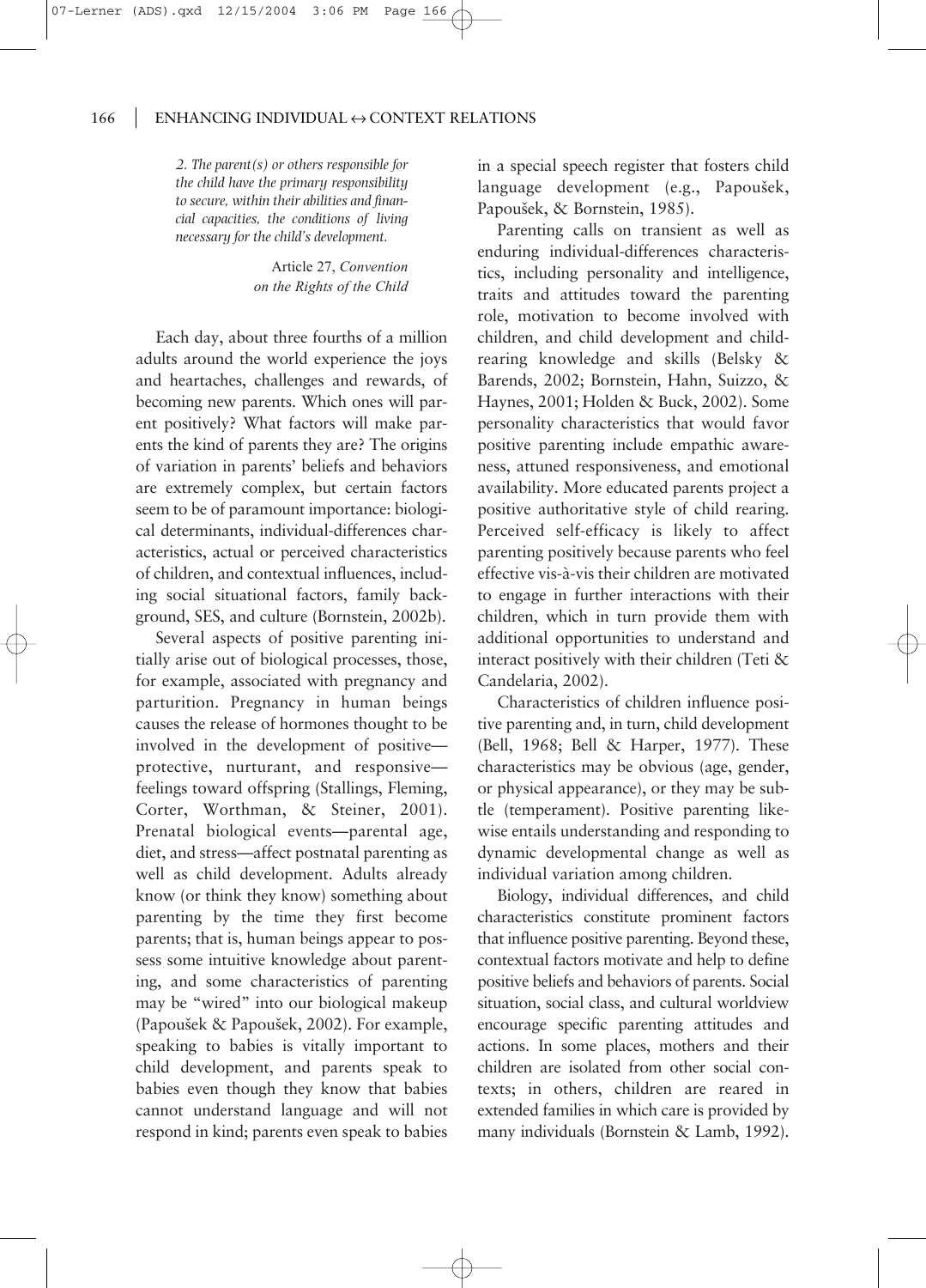*2. The parent(s) or others responsible for the child have the primary responsibility to secure, within their abilities and financial capacities, the conditions of living necessary for the child's development.*

Article 27, *Convention on the Rights of the Child*

Each day, about three fourths of a million adults around the world experience the joys and heartaches, challenges and rewards, of becoming new parents. Which ones will parent positively? What factors will make parents the kind of parents they are? The origins of variation in parents' beliefs and behaviors are extremely complex, but certain factors seem to be of paramount importance: biological determinants, individual-differences characteristics, actual or perceived characteristics of children, and contextual influences, including social situational factors, family background, SES, and culture (Bornstein, 2002b).

Several aspects of positive parenting initially arise out of biological processes, those, for example, associated with pregnancy and parturition. Pregnancy in human beings causes the release of hormones thought to be involved in the development of positive—protective, nurturant, and responsive—feelings toward offspring (Stallings, Fleming, Corter, Worthman, & Steiner, 2001). Prenatal biological events—parental age, diet, and stress—affect postnatal parenting as well as child development. Adults already know (or think they know) something about parenting by the time they first become parents; that is, human beings appear to possess some intuitive knowledge about parenting, and some characteristics of parenting may be "wired" into our biological makeup (Papoušek & Papoušek, 2002). For example, speaking to babies is vitally important to child development, and parents speak to babies even though they know that babies cannot understand language and will not respond in kind; parents even speak to babies in a special speech register that fosters child language development (e.g., Papoušek, Papoušek, & Bornstein, 1985).

Parenting calls on transient as well as enduring individual-differences characteristics, including personality and intelligence, traits and attitudes toward the parenting role, motivation to become involved with children, and child development and childrearing knowledge and skills (Belsky & Barends, 2002; Bornstein, Hahn, Suizzo, & Haynes, 2001; Holden & Buck, 2002). Some personality characteristics that would favor positive parenting include empathic awareness, attuned responsiveness, and emotional availability. More educated parents project a positive authoritative style of child rearing. Perceived self-efficacy is likely to affect parenting positively because parents who feel effective vis-à-vis their children are motivated to engage in further interactions with their children, which in turn provide them with additional opportunities to understand and interact positively with their children (Teti & Candelaria, 2002).

Characteristics of children influence positive parenting and, in turn, child development (Bell, 1968; Bell & Harper, 1977). These characteristics may be obvious (age, gender, or physical appearance), or they may be subtle (temperament). Positive parenting likewise entails understanding and responding to dynamic developmental change as well as individual variation among children.

Biology, individual differences, and child characteristics constitute prominent factors that influence positive parenting. Beyond these, contextual factors motivate and help to define positive beliefs and behaviors of parents. Social situation, social class, and cultural worldview encourage specific parenting attitudes and actions. In some places, mothers and their children are isolated from other social contexts; in others, children are reared in extended families in which care is provided by many individuals (Bornstein & Lamb, 1992).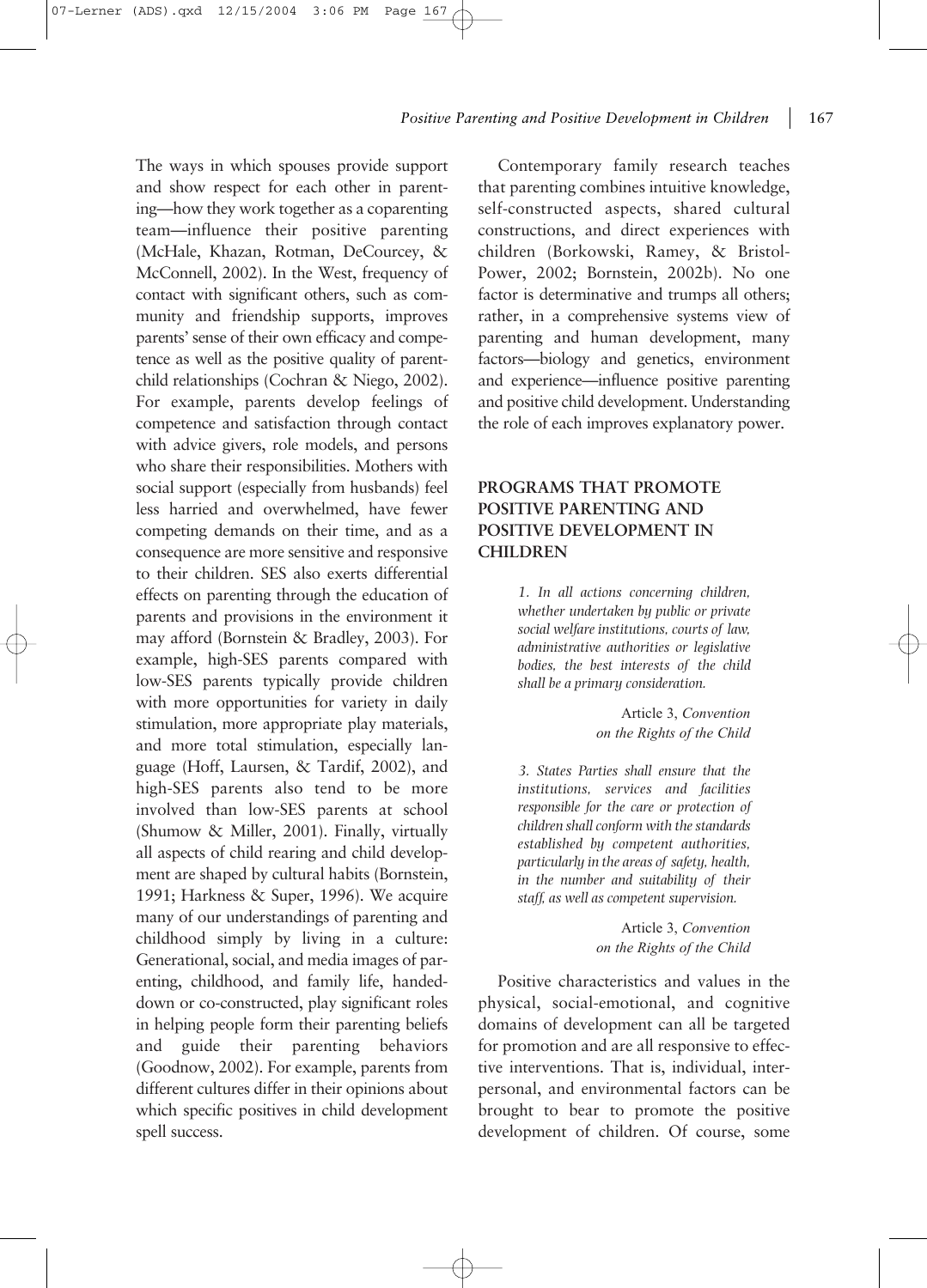The ways in which spouses provide support and show respect for each other in parenting—how they work together as a coparenting team—influence their positive parenting (McHale, Khazan, Rotman, DeCourcey, & McConnell, 2002). In the West, frequency of contact with significant others, such as community and friendship supports, improves parents' sense of their own efficacy and competence as well as the positive quality of parent-child relationships (Cochran & Niego, 2002). For example, parents develop feelings of competence and satisfaction through contact with advice givers, role models, and persons who share their responsibilities. Mothers with social support (especially from husbands) feel less harried and overwhelmed, have fewer competing demands on their time, and as a consequence are more sensitive and responsive to their children. SES also exerts differential effects on parenting through the education of parents and provisions in the environment it may afford (Bornstein & Bradley, 2003). For example, high-SES parents compared with low-SES parents typically provide children with more opportunities for variety in daily stimulation, more appropriate play materials, and more total stimulation, especially language (Hoff, Laursen, & Tardif, 2002), and high-SES parents also tend to be more involved than low-SES parents at school (Shumow & Miller, 2001). Finally, virtually all aspects of child rearing and child development are shaped by cultural habits (Bornstein, 1991; Harkness & Super, 1996). We acquire many of our understandings of parenting and childhood simply by living in a culture: Generational, social, and media images of parenting, childhood, and family life, handed-down or co-constructed, play significant roles in helping people form their parenting beliefs and guide their parenting behaviors (Goodnow, 2002). For example, parents from different cultures differ in their opinions about which specific positives in child development spell success.

Contemporary family research teaches that parenting combines intuitive knowledge, self-constructed aspects, shared cultural constructions, and direct experiences with children (Borkowski, Ramey, & Bristol-Power, 2002; Bornstein, 2002b). No one factor is determinative and trumps all others; rather, in a comprehensive systems view of parenting and human development, many factors—biology and genetics, environment and experience—influence positive parenting and positive child development. Understanding the role of each improves explanatory power.

## PROGRAMS THAT PROMOTE POSITIVE PARENTING AND POSITIVE DEVELOPMENT IN CHILDREN

> *1. In all actions concerning children, whether undertaken by public or private social welfare institutions, courts of law, administrative authorities or legislative bodies, the best interests of the child shall be a primary consideration.*
>
> Article 3, *Convention on the Rights of the Child*

> *3. States Parties shall ensure that the institutions, services and facilities responsible for the care or protection of children shall conform with the standards established by competent authorities, particularly in the areas of safety, health, in the number and suitability of their staff, as well as competent supervision.*
>
> Article 3, *Convention on the Rights of the Child*

Positive characteristics and values in the physical, social-emotional, and cognitive domains of development can all be targeted for promotion and are all responsive to effective interventions. That is, individual, interpersonal, and environmental factors can be brought to bear to promote the positive development of children. Of course, some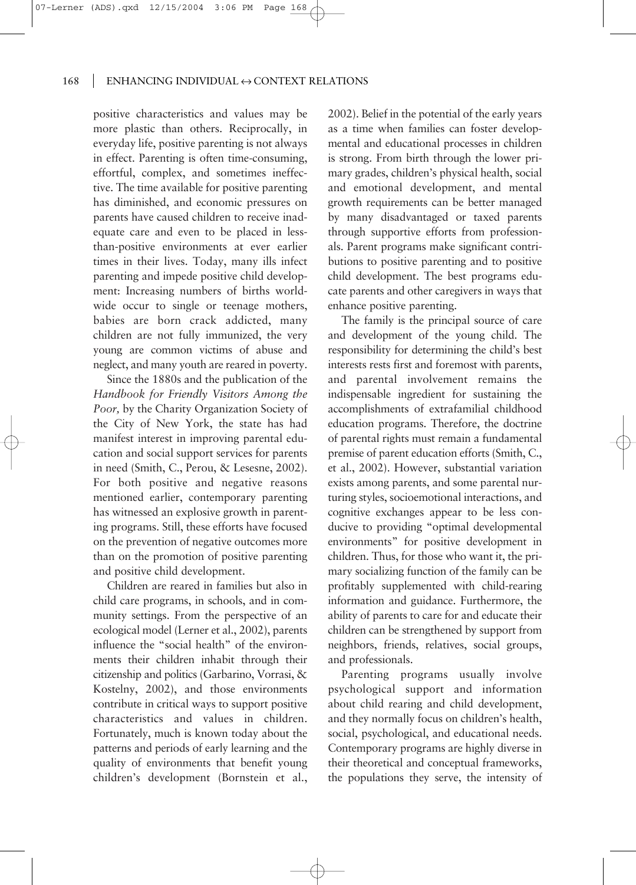positive characteristics and values may be more plastic than others. Reciprocally, in everyday life, positive parenting is not always in effect. Parenting is often time-consuming, effortful, complex, and sometimes ineffective. The time available for positive parenting has diminished, and economic pressures on parents have caused children to receive inadequate care and even to be placed in less-than-positive environments at ever earlier times in their lives. Today, many ills infect parenting and impede positive child development: Increasing numbers of births worldwide occur to single or teenage mothers, babies are born crack addicted, many children are not fully immunized, the very young are common victims of abuse and neglect, and many youth are reared in poverty.

Since the 1880s and the publication of the *Handbook for Friendly Visitors Among the Poor,* by the Charity Organization Society of the City of New York, the state has had manifest interest in improving parental education and social support services for parents in need (Smith, C., Perou, & Lesesne, 2002). For both positive and negative reasons mentioned earlier, contemporary parenting has witnessed an explosive growth in parenting programs. Still, these efforts have focused on the prevention of negative outcomes more than on the promotion of positive parenting and positive child development.

Children are reared in families but also in child care programs, in schools, and in community settings. From the perspective of an ecological model (Lerner et al., 2002), parents influence the "social health" of the environments their children inhabit through their citizenship and politics (Garbarino, Vorrasi, & Kostelny, 2002), and those environments contribute in critical ways to support positive characteristics and values in children. Fortunately, much is known today about the patterns and periods of early learning and the quality of environments that benefit young children's development (Bornstein et al., 2002). Belief in the potential of the early years as a time when families can foster developmental and educational processes in children is strong. From birth through the lower primary grades, children's physical health, social and emotional development, and mental growth requirements can be better managed by many disadvantaged or taxed parents through supportive efforts from professionals. Parent programs make significant contributions to positive parenting and to positive child development. The best programs educate parents and other caregivers in ways that enhance positive parenting.

The family is the principal source of care and development of the young child. The responsibility for determining the child's best interests rests first and foremost with parents, and parental involvement remains the indispensable ingredient for sustaining the accomplishments of extrafamilial childhood education programs. Therefore, the doctrine of parental rights must remain a fundamental premise of parent education efforts (Smith, C., et al., 2002). However, substantial variation exists among parents, and some parental nurturing styles, socioemotional interactions, and cognitive exchanges appear to be less conducive to providing "optimal developmental environments" for positive development in children. Thus, for those who want it, the primary socializing function of the family can be profitably supplemented with child-rearing information and guidance. Furthermore, the ability of parents to care for and educate their children can be strengthened by support from neighbors, friends, relatives, social groups, and professionals.

Parenting programs usually involve psychological support and information about child rearing and child development, and they normally focus on children's health, social, psychological, and educational needs. Contemporary programs are highly diverse in their theoretical and conceptual frameworks, the populations they serve, the intensity of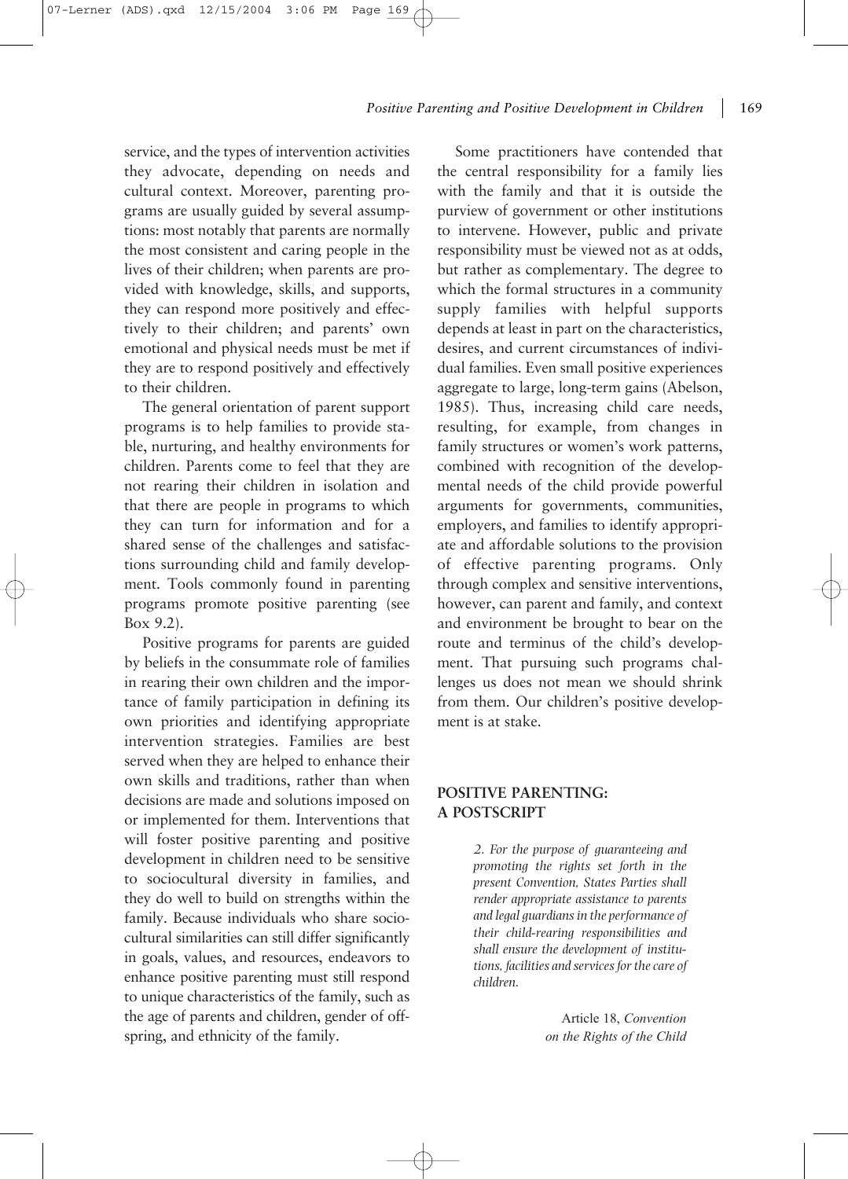service, and the types of intervention activities they advocate, depending on needs and cultural context. Moreover, parenting programs are usually guided by several assumptions: most notably that parents are normally the most consistent and caring people in the lives of their children; when parents are provided with knowledge, skills, and supports, they can respond more positively and effectively to their children; and parents' own emotional and physical needs must be met if they are to respond positively and effectively to their children.

The general orientation of parent support programs is to help families to provide stable, nurturing, and healthy environments for children. Parents come to feel that they are not rearing their children in isolation and that there are people in programs to which they can turn for information and for a shared sense of the challenges and satisfactions surrounding child and family development. Tools commonly found in parenting programs promote positive parenting (see Box 9.2).

Positive programs for parents are guided by beliefs in the consummate role of families in rearing their own children and the importance of family participation in defining its own priorities and identifying appropriate intervention strategies. Families are best served when they are helped to enhance their own skills and traditions, rather than when decisions are made and solutions imposed on or implemented for them. Interventions that will foster positive parenting and positive development in children need to be sensitive to sociocultural diversity in families, and they do well to build on strengths within the family. Because individuals who share sociocultural similarities can still differ significantly in goals, values, and resources, endeavors to enhance positive parenting must still respond to unique characteristics of the family, such as the age of parents and children, gender of offspring, and ethnicity of the family.

Some practitioners have contended that the central responsibility for a family lies with the family and that it is outside the purview of government or other institutions to intervene. However, public and private responsibility must be viewed not as at odds, but rather as complementary. The degree to which the formal structures in a community supply families with helpful supports depends at least in part on the characteristics, desires, and current circumstances of individual families. Even small positive experiences aggregate to large, long-term gains (Abelson, 1985). Thus, increasing child care needs, resulting, for example, from changes in family structures or women's work patterns, combined with recognition of the developmental needs of the child provide powerful arguments for governments, communities, employers, and families to identify appropriate and affordable solutions to the provision of effective parenting programs. Only through complex and sensitive interventions, however, can parent and family, and context and environment be brought to bear on the route and terminus of the child's development. That pursuing such programs challenges us does not mean we should shrink from them. Our children's positive development is at stake.

## POSITIVE PARENTING: A POSTSCRIPT

> *2. For the purpose of guaranteeing and promoting the rights set forth in the present Convention, States Parties shall render appropriate assistance to parents and legal guardians in the performance of their child-rearing responsibilities and shall ensure the development of institutions, facilities and services for the care of children.*
>
> Article 18, *Convention on the Rights of the Child*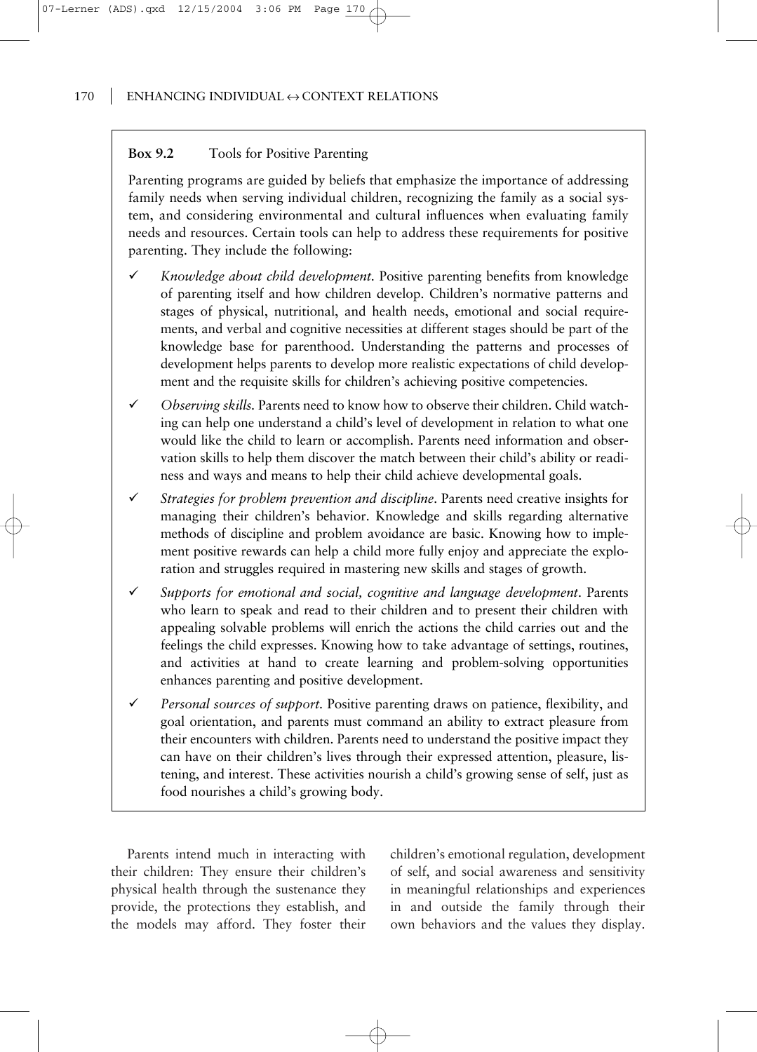**Box 9.2** Tools for Positive Parenting

Parenting programs are guided by beliefs that emphasize the importance of addressing family needs when serving individual children, recognizing the family as a social system, and considering environmental and cultural influences when evaluating family needs and resources. Certain tools can help to address these requirements for positive parenting. They include the following:

- ✓ *Knowledge about child development.* Positive parenting benefits from knowledge of parenting itself and how children develop. Children's normative patterns and stages of physical, nutritional, and health needs, emotional and social requirements, and verbal and cognitive necessities at different stages should be part of the knowledge base for parenthood. Understanding the patterns and processes of development helps parents to develop more realistic expectations of child development and the requisite skills for children's achieving positive competencies.
- ✓ *Observing skills.* Parents need to know how to observe their children. Child watching can help one understand a child's level of development in relation to what one would like the child to learn or accomplish. Parents need information and observation skills to help them discover the match between their child's ability or readiness and ways and means to help their child achieve developmental goals.
- ✓ *Strategies for problem prevention and discipline.* Parents need creative insights for managing their children's behavior. Knowledge and skills regarding alternative methods of discipline and problem avoidance are basic. Knowing how to implement positive rewards can help a child more fully enjoy and appreciate the exploration and struggles required in mastering new skills and stages of growth.
- ✓ *Supports for emotional and social, cognitive and language development.* Parents who learn to speak and read to their children and to present their children with appealing solvable problems will enrich the actions the child carries out and the feelings the child expresses. Knowing how to take advantage of settings, routines, and activities at hand to create learning and problem-solving opportunities enhances parenting and positive development.
- ✓ *Personal sources of support.* Positive parenting draws on patience, flexibility, and goal orientation, and parents must command an ability to extract pleasure from their encounters with children. Parents need to understand the positive impact they can have on their children's lives through their expressed attention, pleasure, listening, and interest. These activities nourish a child's growing sense of self, just as food nourishes a child's growing body.

Parents intend much in interacting with their children: They ensure their children's physical health through the sustenance they provide, the protections they establish, and the models may afford. They foster their children's emotional regulation, development of self, and social awareness and sensitivity in meaningful relationships and experiences in and outside the family through their own behaviors and the values they display.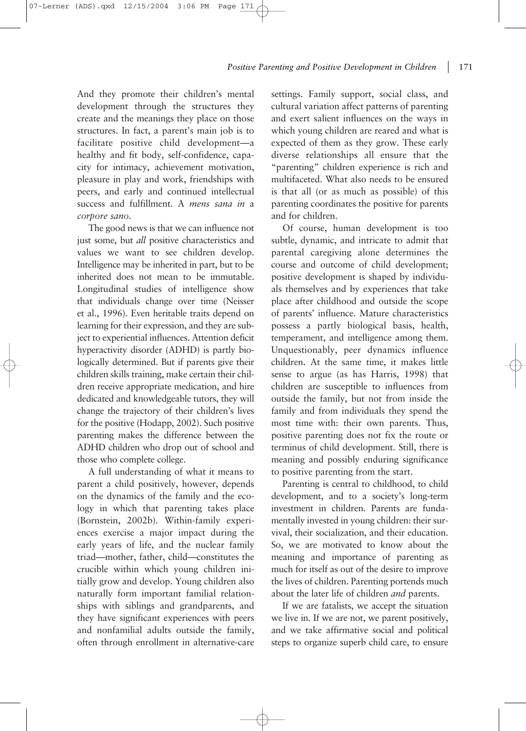And they promote their children's mental development through the structures they create and the meanings they place on those structures. In fact, a parent's main job is to facilitate positive child development—a healthy and fit body, self-confidence, capacity for intimacy, achievement motivation, pleasure in play and work, friendships with peers, and early and continued intellectual success and fulfillment. A *mens sana in* a *corpore sano*.

The good news is that we can influence not just some, but *all* positive characteristics and values we want to see children develop. Intelligence may be inherited in part, but to be inherited does not mean to be immutable. Longitudinal studies of intelligence show that individuals change over time (Neisser et al., 1996). Even heritable traits depend on learning for their expression, and they are subject to experiential influences. Attention deficit hyperactivity disorder (ADHD) is partly biologically determined. But if parents give their children skills training, make certain their children receive appropriate medication, and hire dedicated and knowledgeable tutors, they will change the trajectory of their children's lives for the positive (Hodapp, 2002). Such positive parenting makes the difference between the ADHD children who drop out of school and those who complete college.

A full understanding of what it means to parent a child positively, however, depends on the dynamics of the family and the ecology in which that parenting takes place (Bornstein, 2002b). Within-family experiences exercise a major impact during the early years of life, and the nuclear family triad—mother, father, child—constitutes the crucible within which young children initially grow and develop. Young children also naturally form important familial relationships with siblings and grandparents, and they have significant experiences with peers and nonfamilial adults outside the family, often through enrollment in alternative-care settings. Family support, social class, and cultural variation affect patterns of parenting and exert salient influences on the ways in which young children are reared and what is expected of them as they grow. These early diverse relationships all ensure that the "parenting" children experience is rich and multifaceted. What also needs to be ensured is that all (or as much as possible) of this parenting coordinates the positive for parents and for children.

Of course, human development is too subtle, dynamic, and intricate to admit that parental caregiving alone determines the course and outcome of child development; positive development is shaped by individuals themselves and by experiences that take place after childhood and outside the scope of parents' influence. Mature characteristics possess a partly biological basis, health, temperament, and intelligence among them. Unquestionably, peer dynamics influence children. At the same time, it makes little sense to argue (as has Harris, 1998) that children are susceptible to influences from outside the family, but not from inside the family and from individuals they spend the most time with: their own parents. Thus, positive parenting does not fix the route or terminus of child development. Still, there is meaning and possibly enduring significance to positive parenting from the start.

Parenting is central to childhood, to child development, and to a society's long-term investment in children. Parents are fundamentally invested in young children: their survival, their socialization, and their education. So, we are motivated to know about the meaning and importance of parenting as much for itself as out of the desire to improve the lives of children. Parenting portends much about the later life of children *and* parents.

If we are fatalists, we accept the situation we live in. If we are not, we parent positively, and we take affirmative social and political steps to organize superb child care, to ensure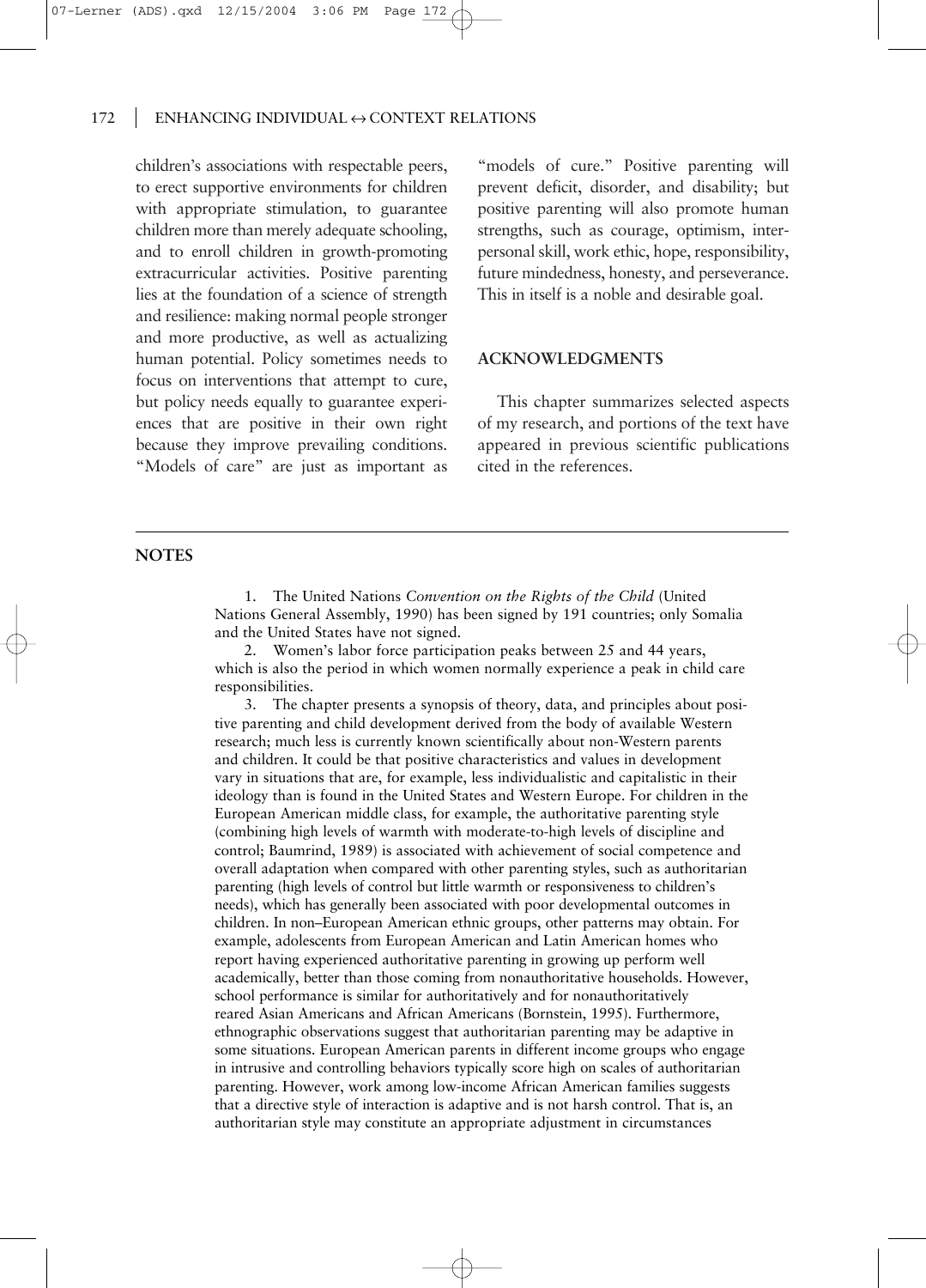children's associations with respectable peers, to erect supportive environments for children with appropriate stimulation, to guarantee children more than merely adequate schooling, and to enroll children in growth-promoting extracurricular activities. Positive parenting lies at the foundation of a science of strength and resilience: making normal people stronger and more productive, as well as actualizing human potential. Policy sometimes needs to focus on interventions that attempt to cure, but policy needs equally to guarantee experiences that are positive in their own right because they improve prevailing conditions. "Models of care" are just as important as "models of cure." Positive parenting will prevent deficit, disorder, and disability; but positive parenting will also promote human strengths, such as courage, optimism, interpersonal skill, work ethic, hope, responsibility, future mindedness, honesty, and perseverance. This in itself is a noble and desirable goal.

## ACKNOWLEDGMENTS

This chapter summarizes selected aspects of my research, and portions of the text have appeared in previous scientific publications cited in the references.

## NOTES

1. The United Nations *Convention on the Rights of the Child* (United Nations General Assembly, 1990) has been signed by 191 countries; only Somalia and the United States have not signed.

2. Women's labor force participation peaks between 25 and 44 years, which is also the period in which women normally experience a peak in child care responsibilities.

3. The chapter presents a synopsis of theory, data, and principles about positive parenting and child development derived from the body of available Western research; much less is currently known scientifically about non-Western parents and children. It could be that positive characteristics and values in development vary in situations that are, for example, less individualistic and capitalistic in their ideology than is found in the United States and Western Europe. For children in the European American middle class, for example, the authoritative parenting style (combining high levels of warmth with moderate-to-high levels of discipline and control; Baumrind, 1989) is associated with achievement of social competence and overall adaptation when compared with other parenting styles, such as authoritarian parenting (high levels of control but little warmth or responsiveness to children's needs), which has generally been associated with poor developmental outcomes in children. In non–European American ethnic groups, other patterns may obtain. For example, adolescents from European American and Latin American homes who report having experienced authoritative parenting in growing up perform well academically, better than those coming from nonauthoritative households. However, school performance is similar for authoritatively and for nonauthoritatively reared Asian Americans and African Americans (Bornstein, 1995). Furthermore, ethnographic observations suggest that authoritarian parenting may be adaptive in some situations. European American parents in different income groups who engage in intrusive and controlling behaviors typically score high on scales of authoritarian parenting. However, work among low-income African American families suggests that a directive style of interaction is adaptive and is not harsh control. That is, an authoritarian style may constitute an appropriate adjustment in circumstances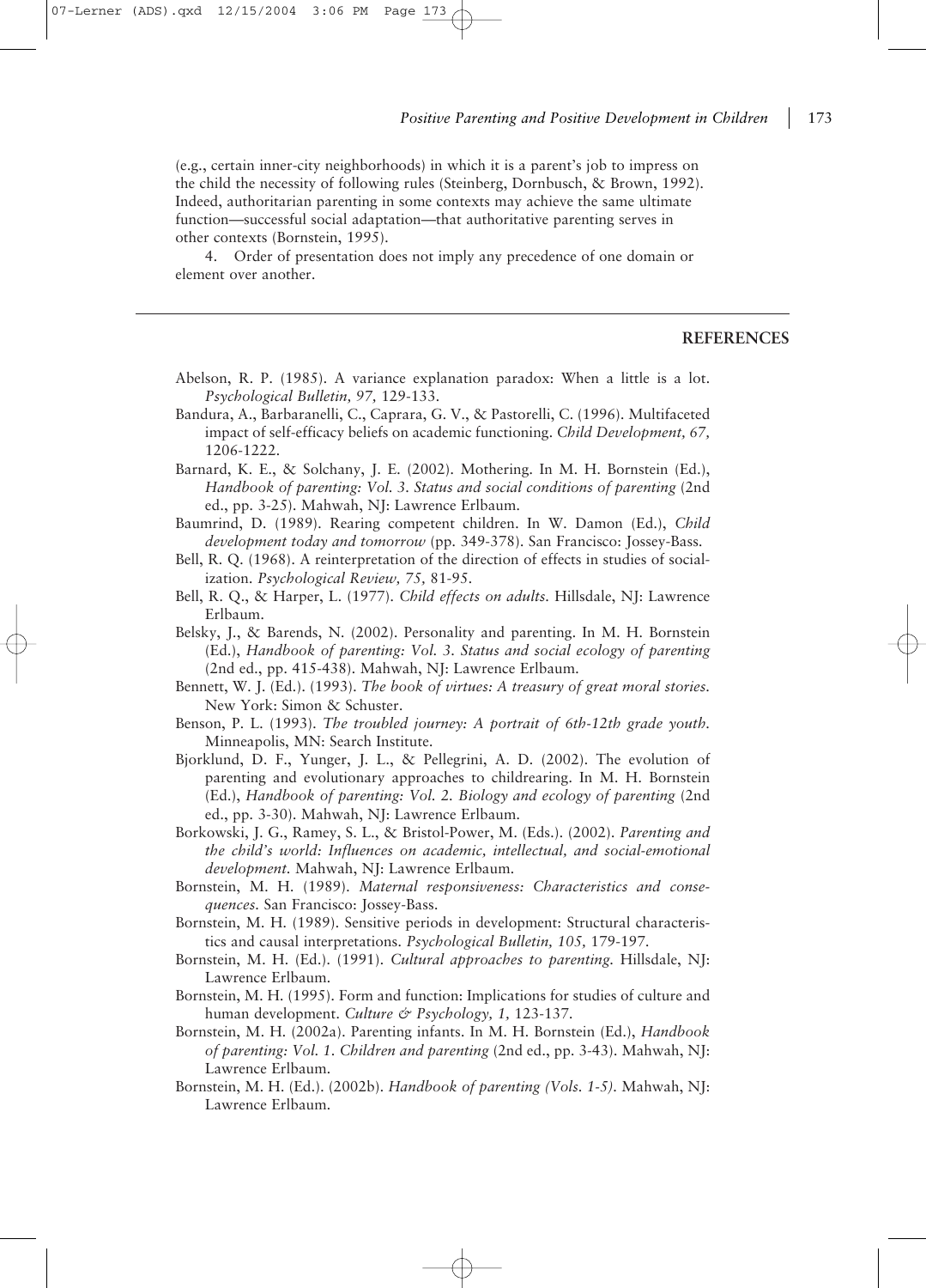(e.g., certain inner-city neighborhoods) in which it is a parent's job to impress on the child the necessity of following rules (Steinberg, Dornbusch, & Brown, 1992). Indeed, authoritarian parenting in some contexts may achieve the same ultimate function—successful social adaptation—that authoritative parenting serves in other contexts (Bornstein, 1995).

4. Order of presentation does not imply any precedence of one domain or element over another.

## REFERENCES

Abelson, R. P. (1985). A variance explanation paradox: When a little is a lot. *Psychological Bulletin, 97,* 129-133.

Bandura, A., Barbaranelli, C., Caprara, G. V., & Pastorelli, C. (1996). Multifaceted impact of self-efficacy beliefs on academic functioning. *Child Development, 67,* 1206-1222.

Barnard, K. E., & Solchany, J. E. (2002). Mothering. In M. H. Bornstein (Ed.), *Handbook of parenting: Vol. 3. Status and social conditions of parenting* (2nd ed., pp. 3-25). Mahwah, NJ: Lawrence Erlbaum.

Baumrind, D. (1989). Rearing competent children. In W. Damon (Ed.), *Child development today and tomorrow* (pp. 349-378). San Francisco: Jossey-Bass.

Bell, R. Q. (1968). A reinterpretation of the direction of effects in studies of socialization. *Psychological Review, 75,* 81-95.

Bell, R. Q., & Harper, L. (1977). *Child effects on adults.* Hillsdale, NJ: Lawrence Erlbaum.

Belsky, J., & Barends, N. (2002). Personality and parenting. In M. H. Bornstein (Ed.), *Handbook of parenting: Vol. 3. Status and social ecology of parenting* (2nd ed., pp. 415-438). Mahwah, NJ: Lawrence Erlbaum.

Bennett, W. J. (Ed.). (1993). *The book of virtues: A treasury of great moral stories.* New York: Simon & Schuster.

Benson, P. L. (1993). *The troubled journey: A portrait of 6th-12th grade youth.* Minneapolis, MN: Search Institute.

Bjorklund, D. F., Yunger, J. L., & Pellegrini, A. D. (2002). The evolution of parenting and evolutionary approaches to childrearing. In M. H. Bornstein (Ed.), *Handbook of parenting: Vol. 2. Biology and ecology of parenting* (2nd ed., pp. 3-30). Mahwah, NJ: Lawrence Erlbaum.

Borkowski, J. G., Ramey, S. L., & Bristol-Power, M. (Eds.). (2002). *Parenting and the child's world: Influences on academic, intellectual, and social-emotional development.* Mahwah, NJ: Lawrence Erlbaum.

Bornstein, M. H. (1989). *Maternal responsiveness: Characteristics and consequences.* San Francisco: Jossey-Bass.

Bornstein, M. H. (1989). Sensitive periods in development: Structural characteristics and causal interpretations. *Psychological Bulletin, 105,* 179-197.

Bornstein, M. H. (Ed.). (1991). *Cultural approaches to parenting.* Hillsdale, NJ: Lawrence Erlbaum.

Bornstein, M. H. (1995). Form and function: Implications for studies of culture and human development. *Culture & Psychology, 1,* 123-137.

Bornstein, M. H. (2002a). Parenting infants. In M. H. Bornstein (Ed.), *Handbook of parenting: Vol. 1. Children and parenting* (2nd ed., pp. 3-43). Mahwah, NJ: Lawrence Erlbaum.

Bornstein, M. H. (Ed.). (2002b). *Handbook of parenting (Vols. 1-5).* Mahwah, NJ: Lawrence Erlbaum.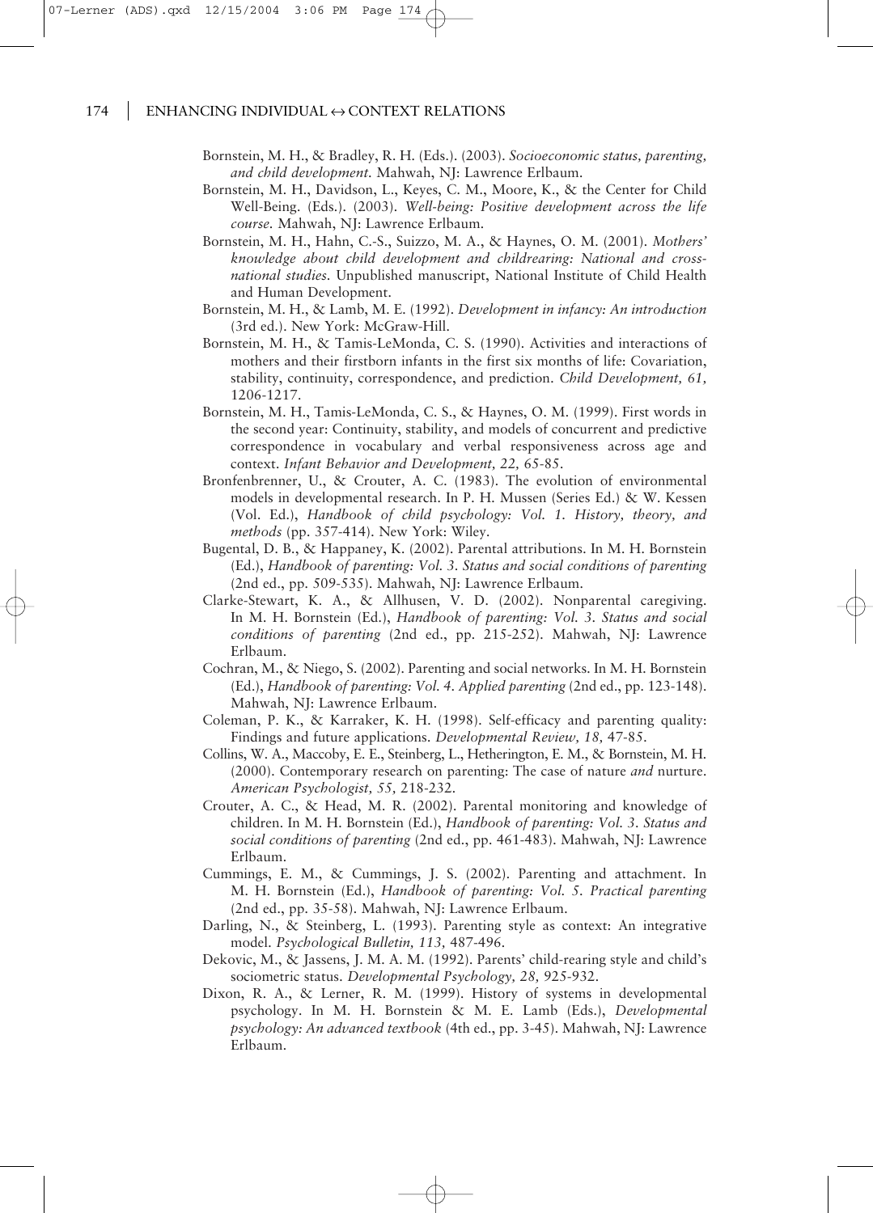Bornstein, M. H., & Bradley, R. H. (Eds.). (2003). *Socioeconomic status, parenting, and child development.* Mahwah, NJ: Lawrence Erlbaum.

Bornstein, M. H., Davidson, L., Keyes, C. M., Moore, K., & the Center for Child Well-Being. (Eds.). (2003). *Well-being: Positive development across the life course.* Mahwah, NJ: Lawrence Erlbaum.

Bornstein, M. H., Hahn, C.-S., Suizzo, M. A., & Haynes, O. M. (2001). *Mothers' knowledge about child development and childrearing: National and cross-national studies.* Unpublished manuscript, National Institute of Child Health and Human Development.

Bornstein, M. H., & Lamb, M. E. (1992). *Development in infancy: An introduction* (3rd ed.). New York: McGraw-Hill.

Bornstein, M. H., & Tamis-LeMonda, C. S. (1990). Activities and interactions of mothers and their firstborn infants in the first six months of life: Covariation, stability, continuity, correspondence, and prediction. *Child Development, 61,* 1206-1217.

Bornstein, M. H., Tamis-LeMonda, C. S., & Haynes, O. M. (1999). First words in the second year: Continuity, stability, and models of concurrent and predictive correspondence in vocabulary and verbal responsiveness across age and context. *Infant Behavior and Development, 22,* 65-85.

Bronfenbrenner, U., & Crouter, A. C. (1983). The evolution of environmental models in developmental research. In P. H. Mussen (Series Ed.) & W. Kessen (Vol. Ed.), *Handbook of child psychology: Vol. 1. History, theory, and methods* (pp. 357-414). New York: Wiley.

Bugental, D. B., & Happaney, K. (2002). Parental attributions. In M. H. Bornstein (Ed.), *Handbook of parenting: Vol. 3. Status and social conditions of parenting* (2nd ed., pp. 509-535). Mahwah, NJ: Lawrence Erlbaum.

Clarke-Stewart, K. A., & Allhusen, V. D. (2002). Nonparental caregiving. In M. H. Bornstein (Ed.), *Handbook of parenting: Vol. 3. Status and social conditions of parenting* (2nd ed., pp. 215-252). Mahwah, NJ: Lawrence Erlbaum.

Cochran, M., & Niego, S. (2002). Parenting and social networks. In M. H. Bornstein (Ed.), *Handbook of parenting: Vol. 4. Applied parenting* (2nd ed., pp. 123-148). Mahwah, NJ: Lawrence Erlbaum.

Coleman, P. K., & Karraker, K. H. (1998). Self-efficacy and parenting quality: Findings and future applications. *Developmental Review, 18,* 47-85.

Collins, W. A., Maccoby, E. E., Steinberg, L., Hetherington, E. M., & Bornstein, M. H. (2000). Contemporary research on parenting: The case of nature *and* nurture. *American Psychologist, 55,* 218-232.

Crouter, A. C., & Head, M. R. (2002). Parental monitoring and knowledge of children. In M. H. Bornstein (Ed.), *Handbook of parenting: Vol. 3. Status and social conditions of parenting* (2nd ed., pp. 461-483). Mahwah, NJ: Lawrence Erlbaum.

Cummings, E. M., & Cummings, J. S. (2002). Parenting and attachment. In M. H. Bornstein (Ed.), *Handbook of parenting: Vol. 5. Practical parenting* (2nd ed., pp. 35-58). Mahwah, NJ: Lawrence Erlbaum.

Darling, N., & Steinberg, L. (1993). Parenting style as context: An integrative model. *Psychological Bulletin, 113,* 487-496.

Dekovic, M., & Jassens, J. M. A. M. (1992). Parents' child-rearing style and child's sociometric status. *Developmental Psychology, 28,* 925-932.

Dixon, R. A., & Lerner, R. M. (1999). History of systems in developmental psychology. In M. H. Bornstein & M. E. Lamb (Eds.), *Developmental psychology: An advanced textbook* (4th ed., pp. 3-45). Mahwah, NJ: Lawrence Erlbaum.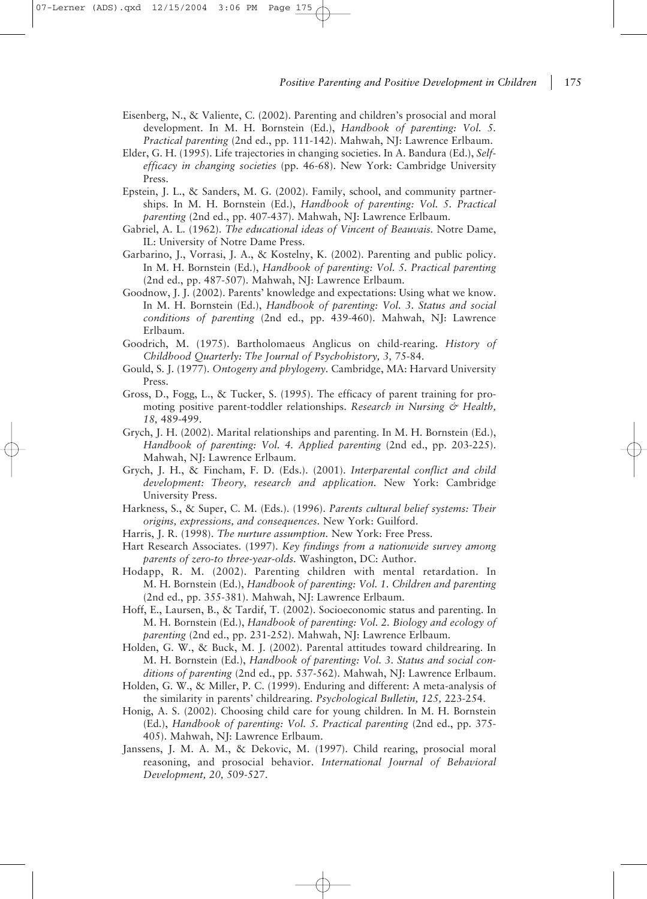Eisenberg, N., & Valiente, C. (2002). Parenting and children's prosocial and moral development. In M. H. Bornstein (Ed.), *Handbook of parenting: Vol. 5. Practical parenting* (2nd ed., pp. 111-142). Mahwah, NJ: Lawrence Erlbaum.

Elder, G. H. (1995). Life trajectories in changing societies. In A. Bandura (Ed.), *Self-efficacy in changing societies* (pp. 46-68). New York: Cambridge University Press.

Epstein, J. L., & Sanders, M. G. (2002). Family, school, and community partnerships. In M. H. Bornstein (Ed.), *Handbook of parenting: Vol. 5. Practical parenting* (2nd ed., pp. 407-437). Mahwah, NJ: Lawrence Erlbaum.

Gabriel, A. L. (1962). *The educational ideas of Vincent of Beauvais.* Notre Dame, IL: University of Notre Dame Press.

Garbarino, J., Vorrasi, J. A., & Kostelny, K. (2002). Parenting and public policy. In M. H. Bornstein (Ed.), *Handbook of parenting: Vol. 5. Practical parenting* (2nd ed., pp. 487-507). Mahwah, NJ: Lawrence Erlbaum.

Goodnow, J. J. (2002). Parents' knowledge and expectations: Using what we know. In M. H. Bornstein (Ed.), *Handbook of parenting: Vol. 3. Status and social conditions of parenting* (2nd ed., pp. 439-460). Mahwah, NJ: Lawrence Erlbaum.

Goodrich, M. (1975). Bartholomaeus Anglicus on child-rearing. *History of Childhood Quarterly: The Journal of Psychohistory, 3,* 75-84.

Gould, S. J. (1977). *Ontogeny and phylogeny.* Cambridge, MA: Harvard University Press.

Gross, D., Fogg, L., & Tucker, S. (1995). The efficacy of parent training for promoting positive parent-toddler relationships. *Research in Nursing & Health, 18,* 489-499.

Grych, J. H. (2002). Marital relationships and parenting. In M. H. Bornstein (Ed.), *Handbook of parenting: Vol. 4. Applied parenting* (2nd ed., pp. 203-225). Mahwah, NJ: Lawrence Erlbaum.

Grych, J. H., & Fincham, F. D. (Eds.). (2001). *Interparental conflict and child development: Theory, research and application.* New York: Cambridge University Press.

Harkness, S., & Super, C. M. (Eds.). (1996). *Parents cultural belief systems: Their origins, expressions, and consequences.* New York: Guilford.

Harris, J. R. (1998). *The nurture assumption.* New York: Free Press.

Hart Research Associates. (1997). *Key findings from a nationwide survey among parents of zero-to three-year-olds.* Washington, DC: Author.

Hodapp, R. M. (2002). Parenting children with mental retardation. In M. H. Bornstein (Ed.), *Handbook of parenting: Vol. 1. Children and parenting* (2nd ed., pp. 355-381). Mahwah, NJ: Lawrence Erlbaum.

Hoff, E., Laursen, B., & Tardif, T. (2002). Socioeconomic status and parenting. In M. H. Bornstein (Ed.), *Handbook of parenting: Vol. 2. Biology and ecology of parenting* (2nd ed., pp. 231-252). Mahwah, NJ: Lawrence Erlbaum.

Holden, G. W., & Buck, M. J. (2002). Parental attitudes toward childrearing. In M. H. Bornstein (Ed.), *Handbook of parenting: Vol. 3. Status and social conditions of parenting* (2nd ed., pp. 537-562). Mahwah, NJ: Lawrence Erlbaum.

Holden, G. W., & Miller, P. C. (1999). Enduring and different: A meta-analysis of the similarity in parents' childrearing. *Psychological Bulletin, 125,* 223-254.

Honig, A. S. (2002). Choosing child care for young children. In M. H. Bornstein (Ed.), *Handbook of parenting: Vol. 5. Practical parenting* (2nd ed., pp. 375-405). Mahwah, NJ: Lawrence Erlbaum.

Janssens, J. M. A. M., & Dekovic, M. (1997). Child rearing, prosocial moral reasoning, and prosocial behavior. *International Journal of Behavioral Development, 20,* 509-527.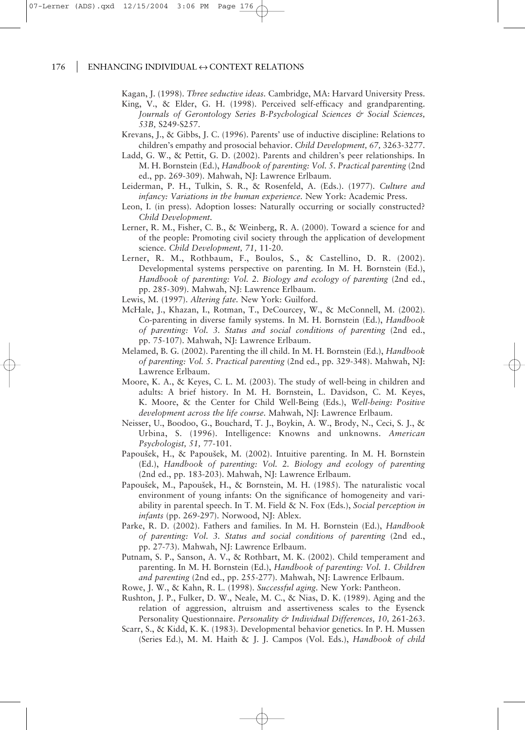Kagan, J. (1998). *Three seductive ideas.* Cambridge, MA: Harvard University Press.

King, V., & Elder, G. H. (1998). Perceived self-efficacy and grandparenting. *Journals of Gerontology Series B-Psychological Sciences & Social Sciences, 53B,* S249-S257.

Krevans, J., & Gibbs, J. C. (1996). Parents' use of inductive discipline: Relations to children's empathy and prosocial behavior. *Child Development, 67,* 3263-3277.

Ladd, G. W., & Pettit, G. D. (2002). Parents and children's peer relationships. In M. H. Bornstein (Ed.), *Handbook of parenting: Vol. 5. Practical parenting* (2nd ed., pp. 269-309). Mahwah, NJ: Lawrence Erlbaum.

Leiderman, P. H., Tulkin, S. R., & Rosenfeld, A. (Eds.). (1977). *Culture and infancy: Variations in the human experience.* New York: Academic Press.

Leon, I. (in press). Adoption losses: Naturally occurring or socially constructed? *Child Development.*

Lerner, R. M., Fisher, C. B., & Weinberg, R. A. (2000). Toward a science for and of the people: Promoting civil society through the application of development science. *Child Development, 71,* 11-20.

Lerner, R. M., Rothbaum, F., Boulos, S., & Castellino, D. R. (2002). Developmental systems perspective on parenting. In M. H. Bornstein (Ed.), *Handbook of parenting: Vol. 2. Biology and ecology of parenting* (2nd ed., pp. 285-309). Mahwah, NJ: Lawrence Erlbaum.

Lewis, M. (1997). *Altering fate.* New York: Guilford.

McHale, J., Khazan, I., Rotman, T., DeCourcey, W., & McConnell, M. (2002). Co-parenting in diverse family systems. In M. H. Bornstein (Ed.), *Handbook of parenting: Vol. 3. Status and social conditions of parenting* (2nd ed., pp. 75-107). Mahwah, NJ: Lawrence Erlbaum.

Melamed, B. G. (2002). Parenting the ill child. In M. H. Bornstein (Ed.), *Handbook of parenting: Vol. 5. Practical parenting* (2nd ed., pp. 329-348). Mahwah, NJ: Lawrence Erlbaum.

Moore, K. A., & Keyes, C. L. M. (2003). The study of well-being in children and adults: A brief history. In M. H. Bornstein, L. Davidson, C. M. Keyes, K. Moore, & the Center for Child Well-Being (Eds.), *Well-being: Positive development across the life course.* Mahwah, NJ: Lawrence Erlbaum.

Neisser, U., Boodoo, G., Bouchard, T. J., Boykin, A. W., Brody, N., Ceci, S. J., & Urbina, S. (1996). Intelligence: Knowns and unknowns. *American Psychologist, 51,* 77-101.

Papoušek, H., & Papoušek, M. (2002). Intuitive parenting. In M. H. Bornstein (Ed.), *Handbook of parenting: Vol. 2. Biology and ecology of parenting* (2nd ed., pp. 183-203). Mahwah, NJ: Lawrence Erlbaum.

Papoušek, M., Papoušek, H., & Bornstein, M. H. (1985). The naturalistic vocal environment of young infants: On the significance of homogeneity and variability in parental speech. In T. M. Field & N. Fox (Eds.), *Social perception in infants* (pp. 269-297). Norwood, NJ: Ablex.

Parke, R. D. (2002). Fathers and families. In M. H. Bornstein (Ed.), *Handbook of parenting: Vol. 3. Status and social conditions of parenting* (2nd ed., pp. 27-73). Mahwah, NJ: Lawrence Erlbaum.

Putnam, S. P., Sanson, A. V., & Rothbart, M. K. (2002). Child temperament and parenting. In M. H. Bornstein (Ed.), *Handbook of parenting: Vol. 1. Children and parenting* (2nd ed., pp. 255-277). Mahwah, NJ: Lawrence Erlbaum.

Rowe, J. W., & Kahn, R. L. (1998). *Successful aging.* New York: Pantheon.

Rushton, J. P., Fulker, D. W., Neale, M. C., & Nias, D. K. (1989). Aging and the relation of aggression, altruism and assertiveness scales to the Eysenck Personality Questionnaire. *Personality & Individual Differences, 10,* 261-263.

Scarr, S., & Kidd, K. K. (1983). Developmental behavior genetics. In P. H. Mussen (Series Ed.), M. M. Haith & J. J. Campos (Vol. Eds.), *Handbook of child*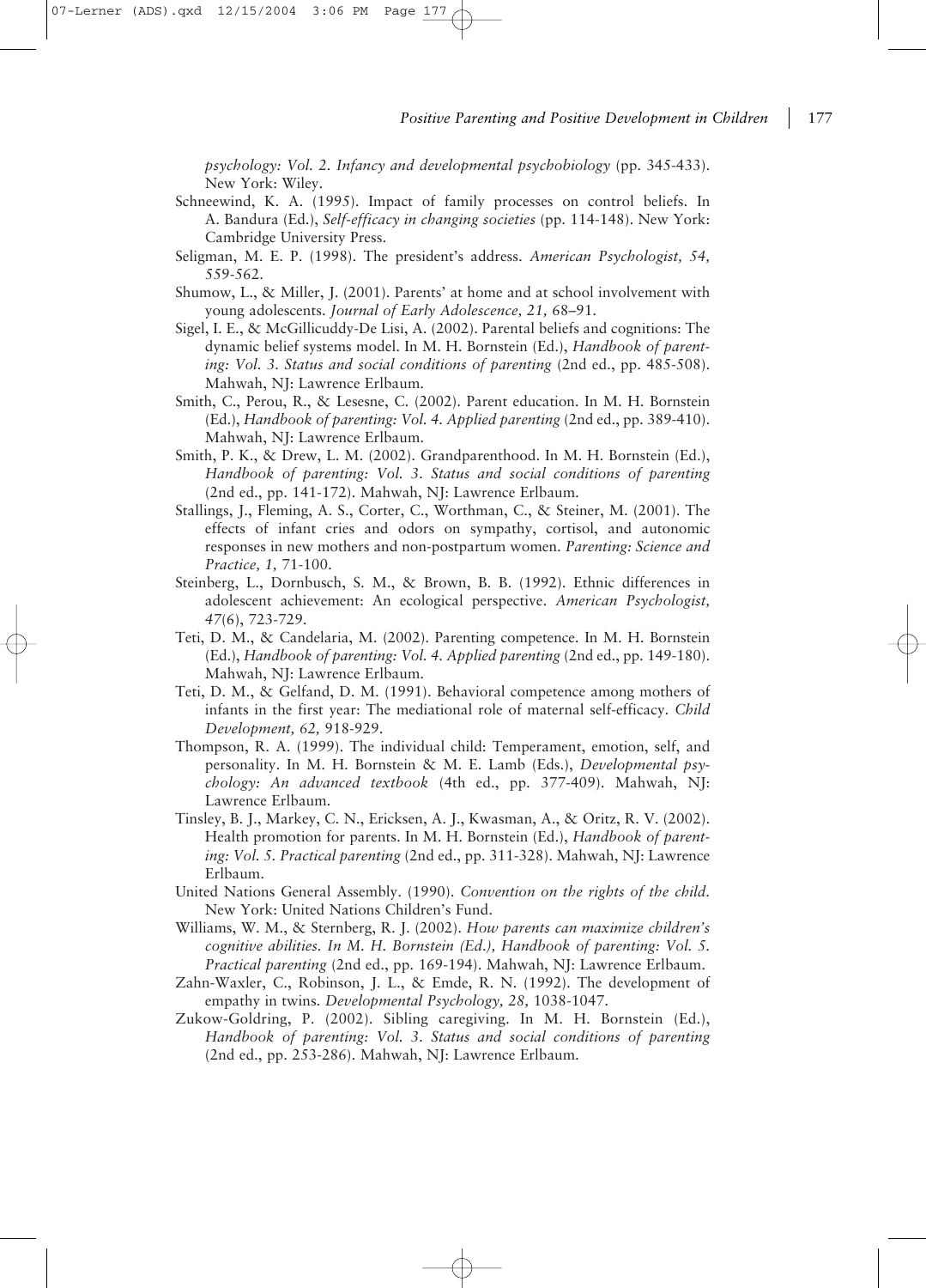*psychology: Vol. 2. Infancy and developmental psychobiology* (pp. 345-433). New York: Wiley.

Schneewind, K. A. (1995). Impact of family processes on control beliefs. In A. Bandura (Ed.), *Self-efficacy in changing societies* (pp. 114-148). New York: Cambridge University Press.

Seligman, M. E. P. (1998). The president's address. *American Psychologist, 54,* 559-562.

Shumow, L., & Miller, J. (2001). Parents' at home and at school involvement with young adolescents. *Journal of Early Adolescence, 21,* 68–91.

Sigel, I. E., & McGillicuddy-De Lisi, A. (2002). Parental beliefs and cognitions: The dynamic belief systems model. In M. H. Bornstein (Ed.), *Handbook of parenting: Vol. 3. Status and social conditions of parenting* (2nd ed., pp. 485-508). Mahwah, NJ: Lawrence Erlbaum.

Smith, C., Perou, R., & Lesesne, C. (2002). Parent education. In M. H. Bornstein (Ed.), *Handbook of parenting: Vol. 4. Applied parenting* (2nd ed., pp. 389-410). Mahwah, NJ: Lawrence Erlbaum.

Smith, P. K., & Drew, L. M. (2002). Grandparenthood. In M. H. Bornstein (Ed.), *Handbook of parenting: Vol. 3. Status and social conditions of parenting* (2nd ed., pp. 141-172). Mahwah, NJ: Lawrence Erlbaum.

Stallings, J., Fleming, A. S., Corter, C., Worthman, C., & Steiner, M. (2001). The effects of infant cries and odors on sympathy, cortisol, and autonomic responses in new mothers and non-postpartum women. *Parenting: Science and Practice, 1,* 71-100.

Steinberg, L., Dornbusch, S. M., & Brown, B. B. (1992). Ethnic differences in adolescent achievement: An ecological perspective. *American Psychologist, 47*(6), 723-729.

Teti, D. M., & Candelaria, M. (2002). Parenting competence. In M. H. Bornstein (Ed.), *Handbook of parenting: Vol. 4. Applied parenting* (2nd ed., pp. 149-180). Mahwah, NJ: Lawrence Erlbaum.

Teti, D. M., & Gelfand, D. M. (1991). Behavioral competence among mothers of infants in the first year: The mediational role of maternal self-efficacy. *Child Development, 62,* 918-929.

Thompson, R. A. (1999). The individual child: Temperament, emotion, self, and personality. In M. H. Bornstein & M. E. Lamb (Eds.), *Developmental psychology: An advanced textbook* (4th ed., pp. 377-409). Mahwah, NJ: Lawrence Erlbaum.

Tinsley, B. J., Markey, C. N., Ericksen, A. J., Kwasman, A., & Oritz, R. V. (2002). Health promotion for parents. In M. H. Bornstein (Ed.), *Handbook of parenting: Vol. 5. Practical parenting* (2nd ed., pp. 311-328). Mahwah, NJ: Lawrence Erlbaum.

United Nations General Assembly. (1990). *Convention on the rights of the child.* New York: United Nations Children's Fund.

Williams, W. M., & Sternberg, R. J. (2002). *How parents can maximize children's cognitive abilities. In M. H. Bornstein (Ed.), Handbook of parenting: Vol. 5. Practical parenting* (2nd ed., pp. 169-194). Mahwah, NJ: Lawrence Erlbaum.

Zahn-Waxler, C., Robinson, J. L., & Emde, R. N. (1992). The development of empathy in twins. *Developmental Psychology, 28,* 1038-1047.

Zukow-Goldring, P. (2002). Sibling caregiving. In M. H. Bornstein (Ed.), *Handbook of parenting: Vol. 3. Status and social conditions of parenting* (2nd ed., pp. 253-286). Mahwah, NJ: Lawrence Erlbaum.